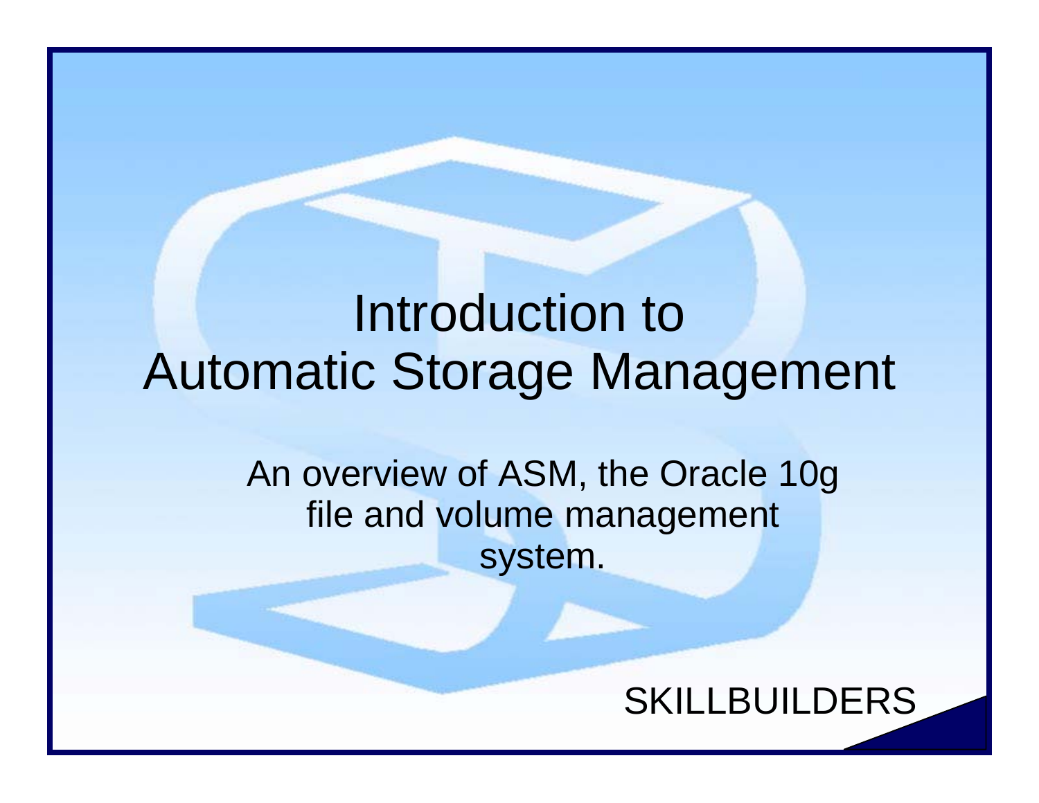# Introduction to Automatic Storage Management

An overview of ASM, the Oracle 10g file and volume management system.

SKILLBUILDERS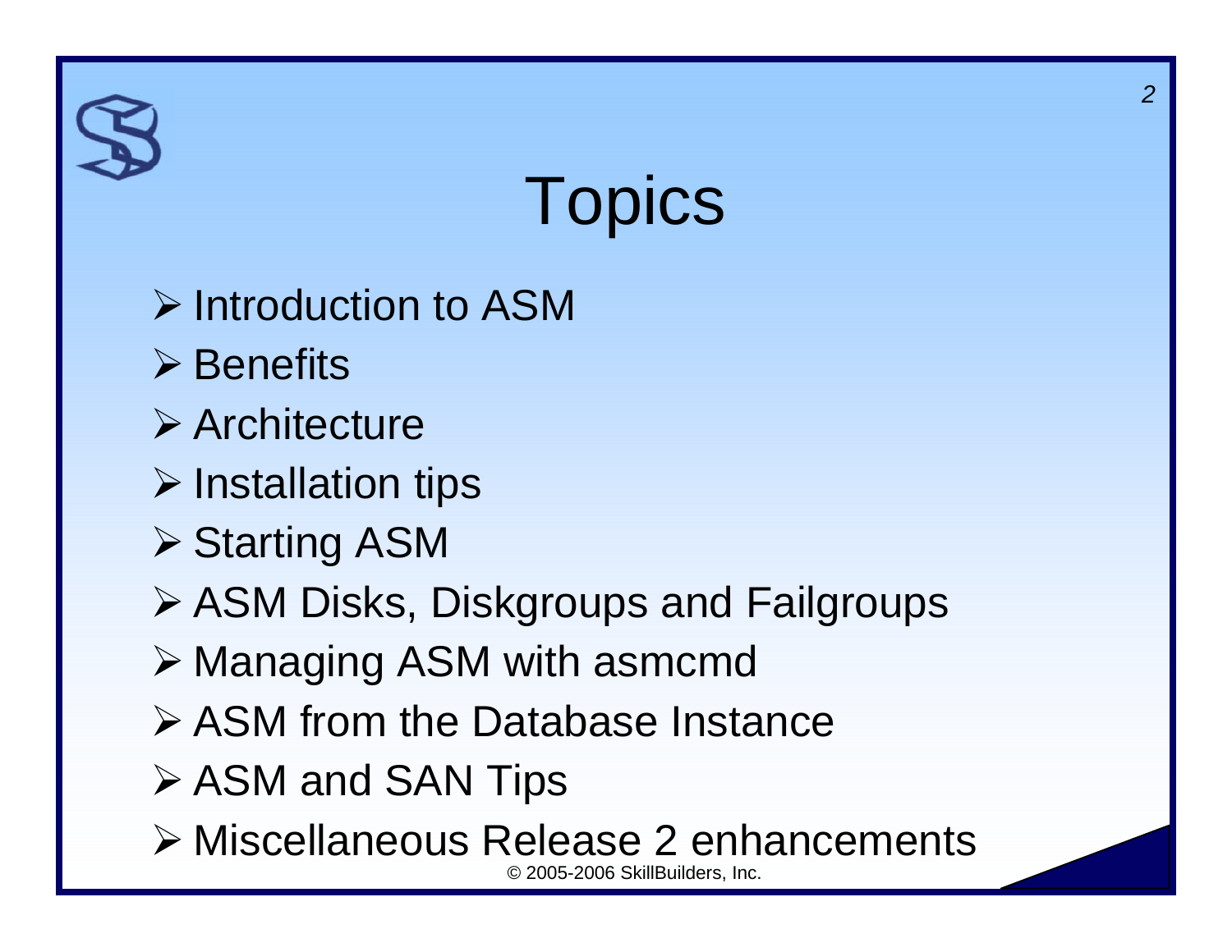# Topics

- Introduction to ASM
- Benefits
- Architecture
- Installation tips
- Starting ASM
- ASM Disks, Diskgroups and Failgroups
- Managing ASM with asmcmd
- ASM from the Database Instance
- ASM and SAN Tips
- Miscellaneous Release 2 enhancements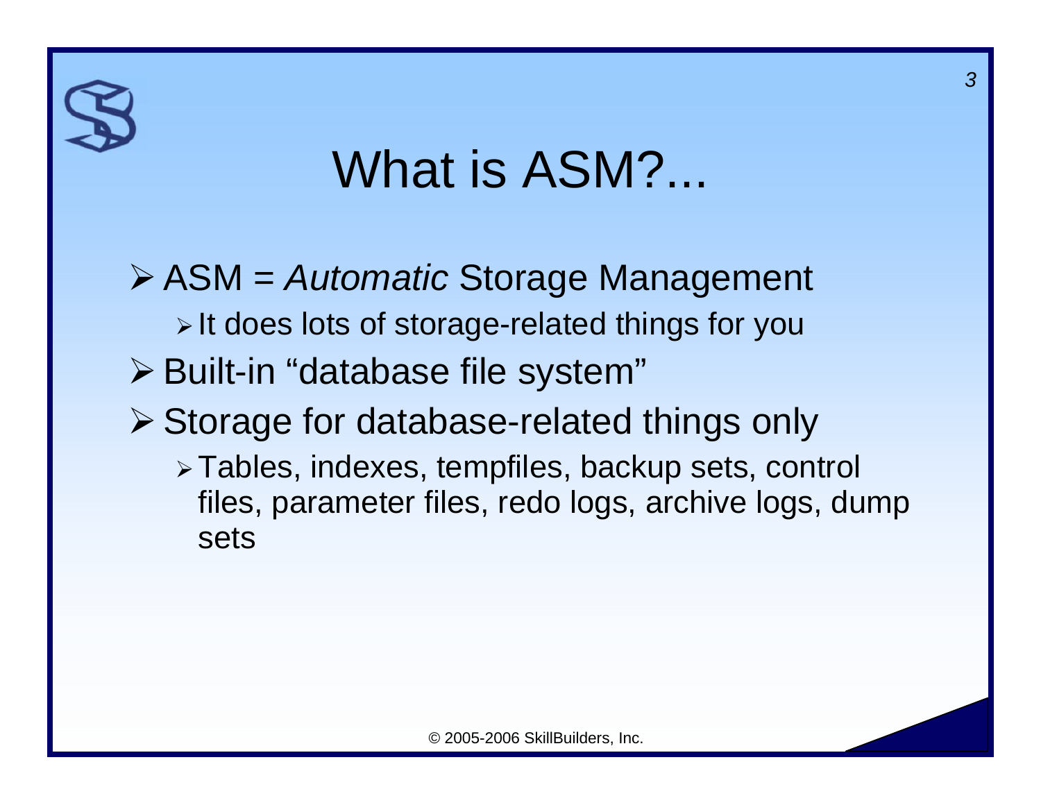# What is ASM?...

- ASM = *Automatic* Storage Management
  - It does lots of storage-related things for you
- Built-in "database file system"
- Storage for database-related things only
  - Tables, indexes, tempfiles, backup sets, control files, parameter files, redo logs, archive logs, dump sets

© 2005-2006 SkillBuilders, Inc.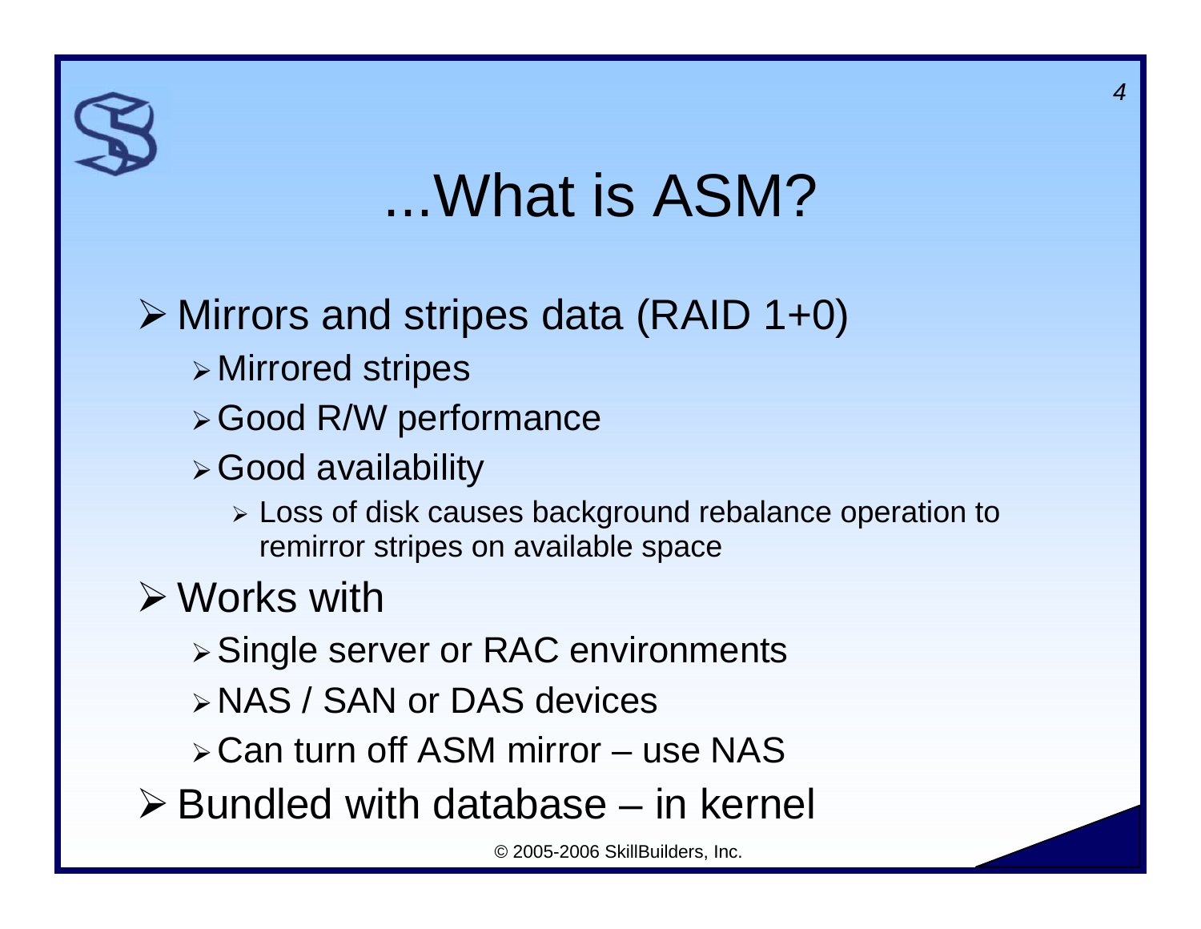# ...What is ASM?

- Mirrors and stripes data (RAID 1+0)
  - Mirrored stripes
  - Good R/W performance
  - Good availability
    - Loss of disk causes background rebalance operation to remirror stripes on available space
- Works with
  - Single server or RAC environments
  - NAS / SAN or DAS devices
  - Can turn off ASM mirror – use NAS
- Bundled with database – in kernel

© 2005-2006 SkillBuilders, Inc.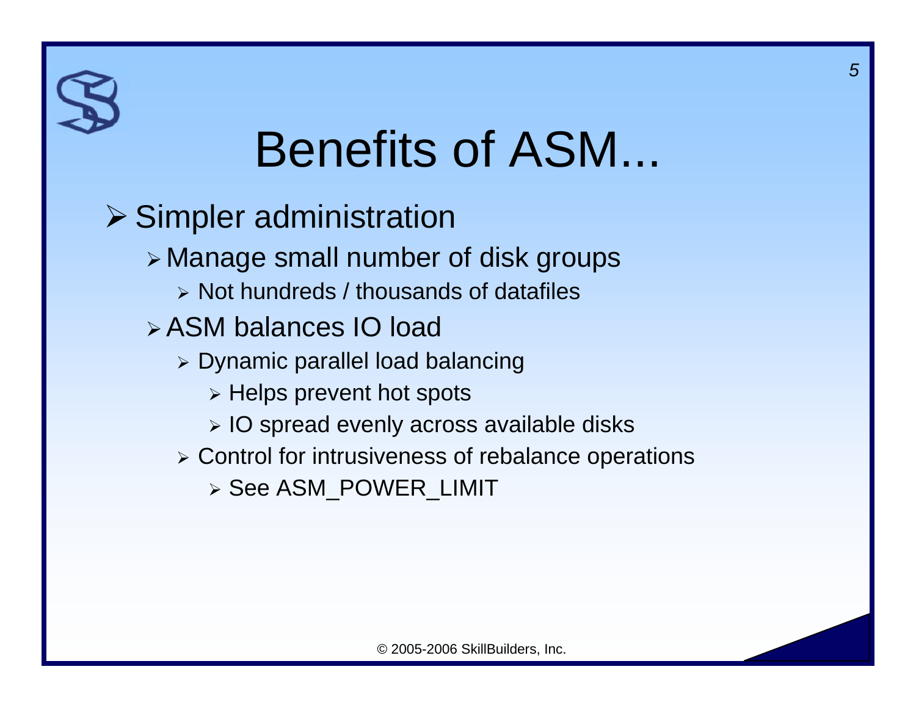# Benefits of ASM...

- Simpler administration
  - Manage small number of disk groups
    - Not hundreds / thousands of datafiles
  - ASM balances IO load
    - Dynamic parallel load balancing
      - Helps prevent hot spots
      - IO spread evenly across available disks
    - Control for intrusiveness of rebalance operations
      - See ASM_POWER_LIMIT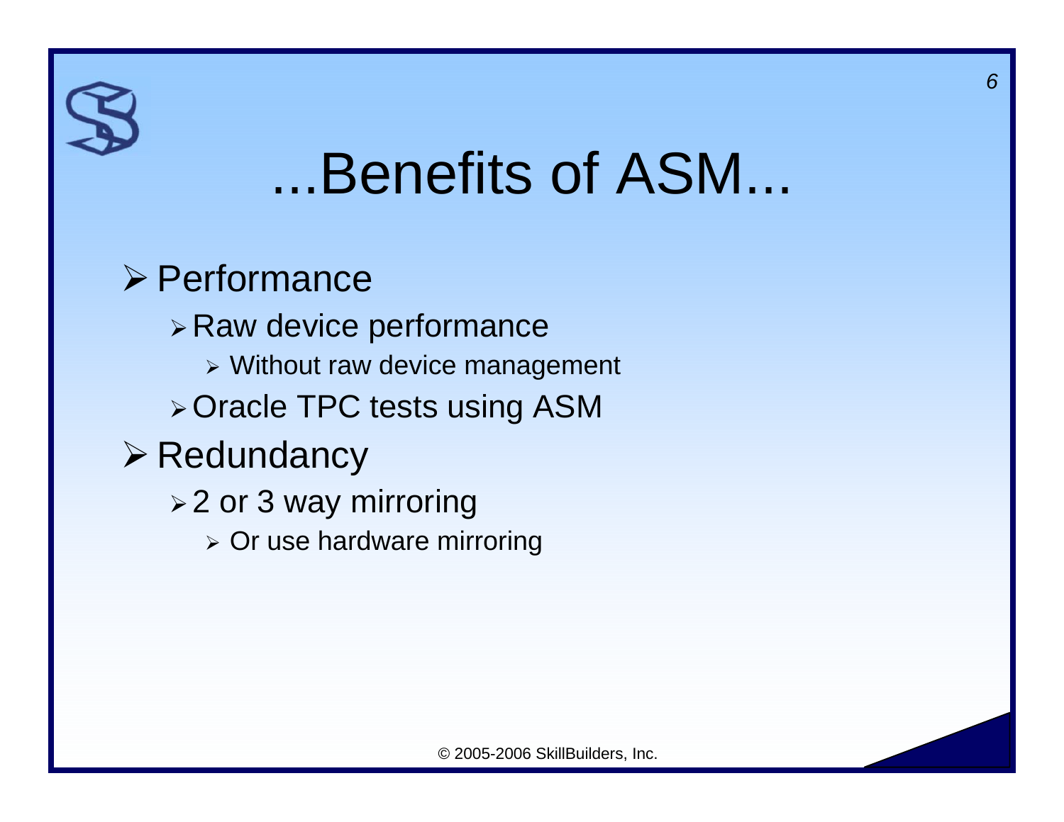# ...Benefits of ASM...

- Performance
  - Raw device performance
    - Without raw device management
  - Oracle TPC tests using ASM
- Redundancy
  - 2 or 3 way mirroring
    - Or use hardware mirroring

© 2005-2006 SkillBuilders, Inc.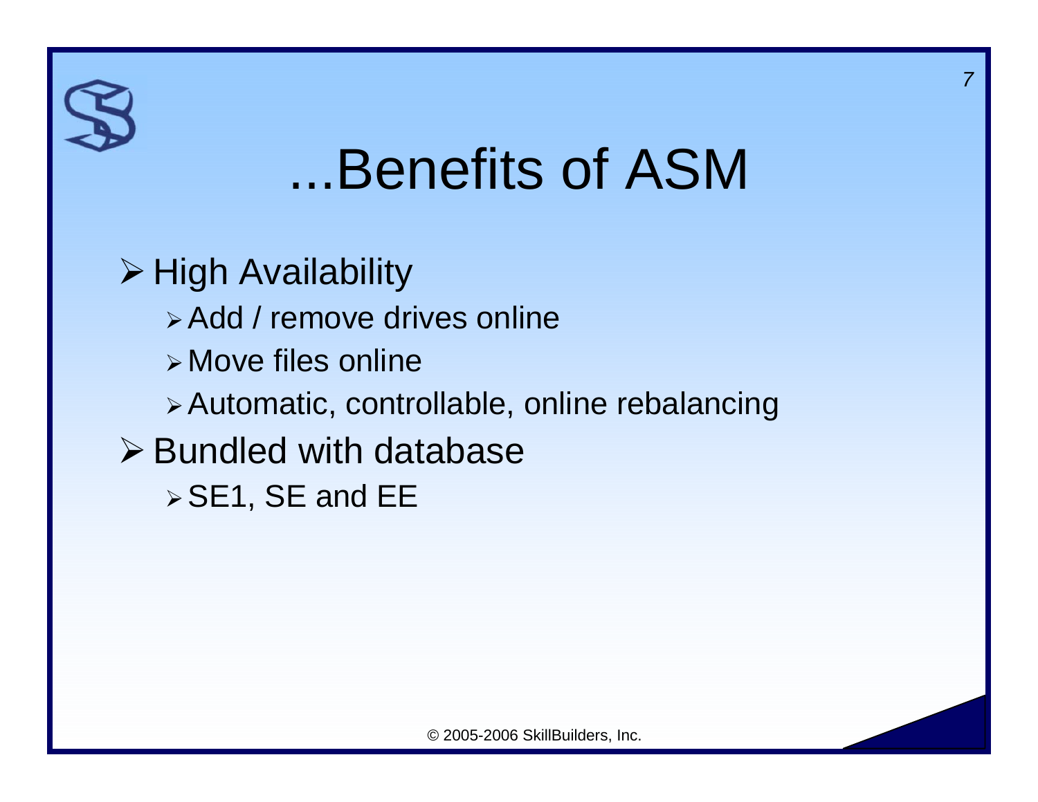# ...Benefits of ASM

- High Availability
  - Add / remove drives online
  - Move files online
  - Automatic, controllable, online rebalancing
- Bundled with database
  - SE1, SE and EE

© 2005-2006 SkillBuilders, Inc.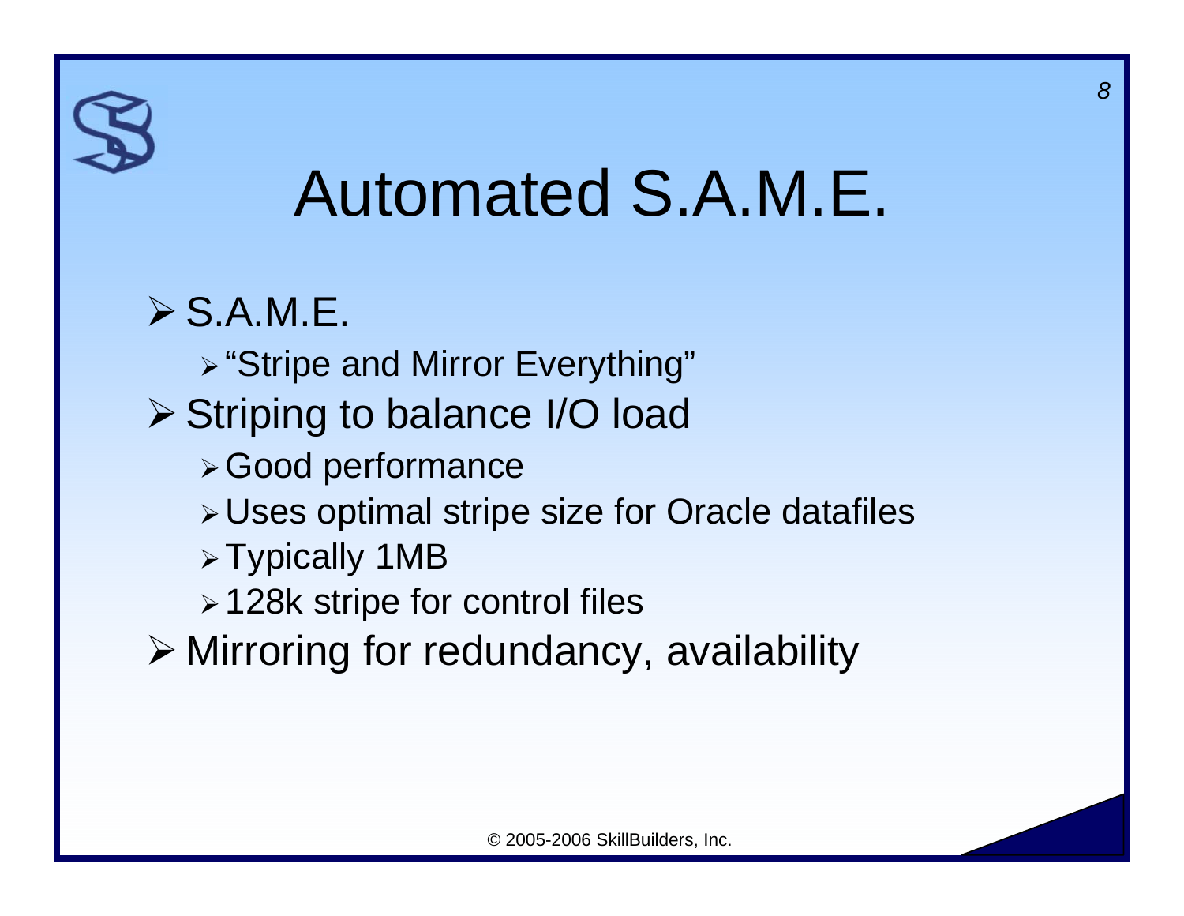# Automated S.A.M.E.

- S.A.M.E.
  - "Stripe and Mirror Everything"
- Striping to balance I/O load
  - Good performance
  - Uses optimal stripe size for Oracle datafiles
  - Typically 1MB
  - 128k stripe for control files
- Mirroring for redundancy, availability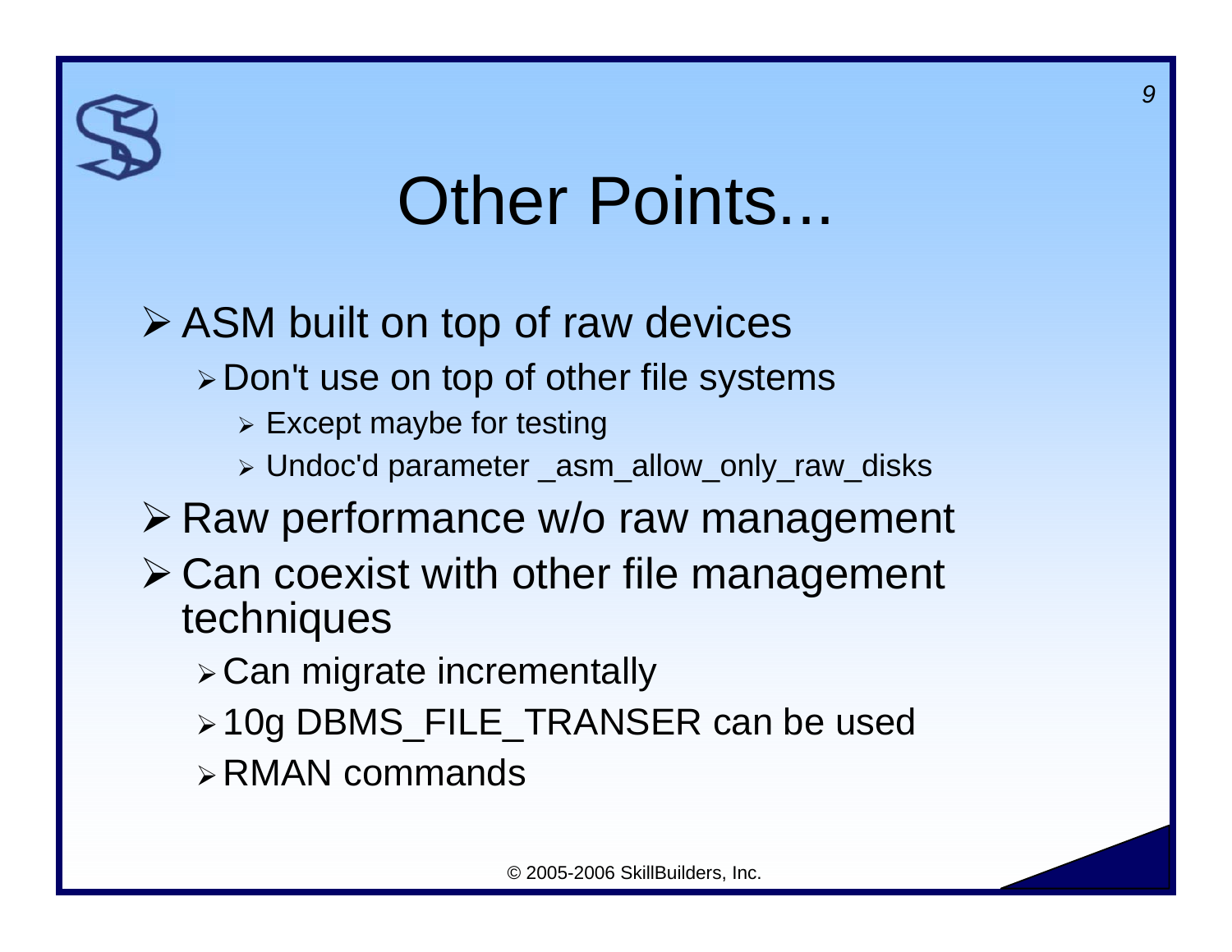# Other Points...

- ASM built on top of raw devices
  - Don't use on top of other file systems
    - Except maybe for testing
    - Undoc'd parameter _asm_allow_only_raw_disks
- Raw performance w/o raw management
- Can coexist with other file management techniques
  - Can migrate incrementally
  - 10g DBMS_FILE_TRANSER can be used
  - RMAN commands

© 2005-2006 SkillBuilders, Inc.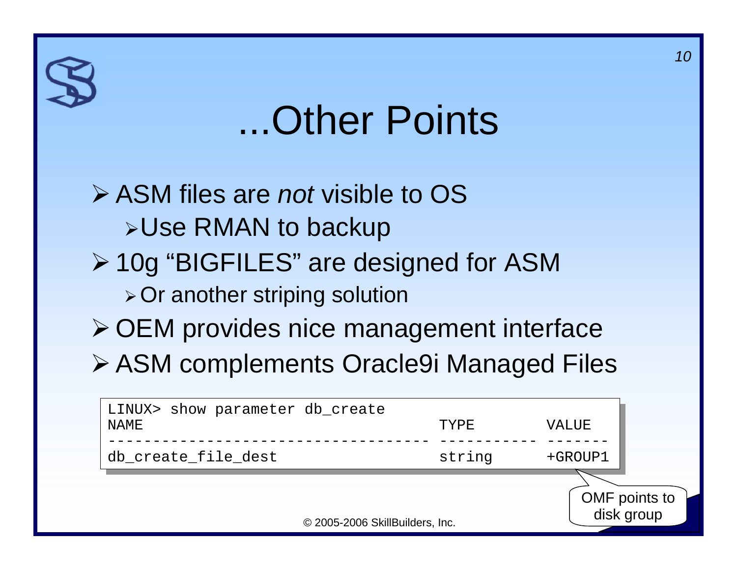# ...Other Points

- ASM files are *not* visible to OS
  - Use RMAN to backup
- 10g "BIGFILES" are designed for ASM
  - Or another striping solution
- OEM provides nice management interface
- ASM complements Oracle9i Managed Files

```
LINUX> show parameter db_create
NAME                                 TYPE        VALUE
------------------------------------ ----------- -------
db_create_file_dest                  string      +GROUP1
```

OMF points to disk group

© 2005-2006 SkillBuilders, Inc.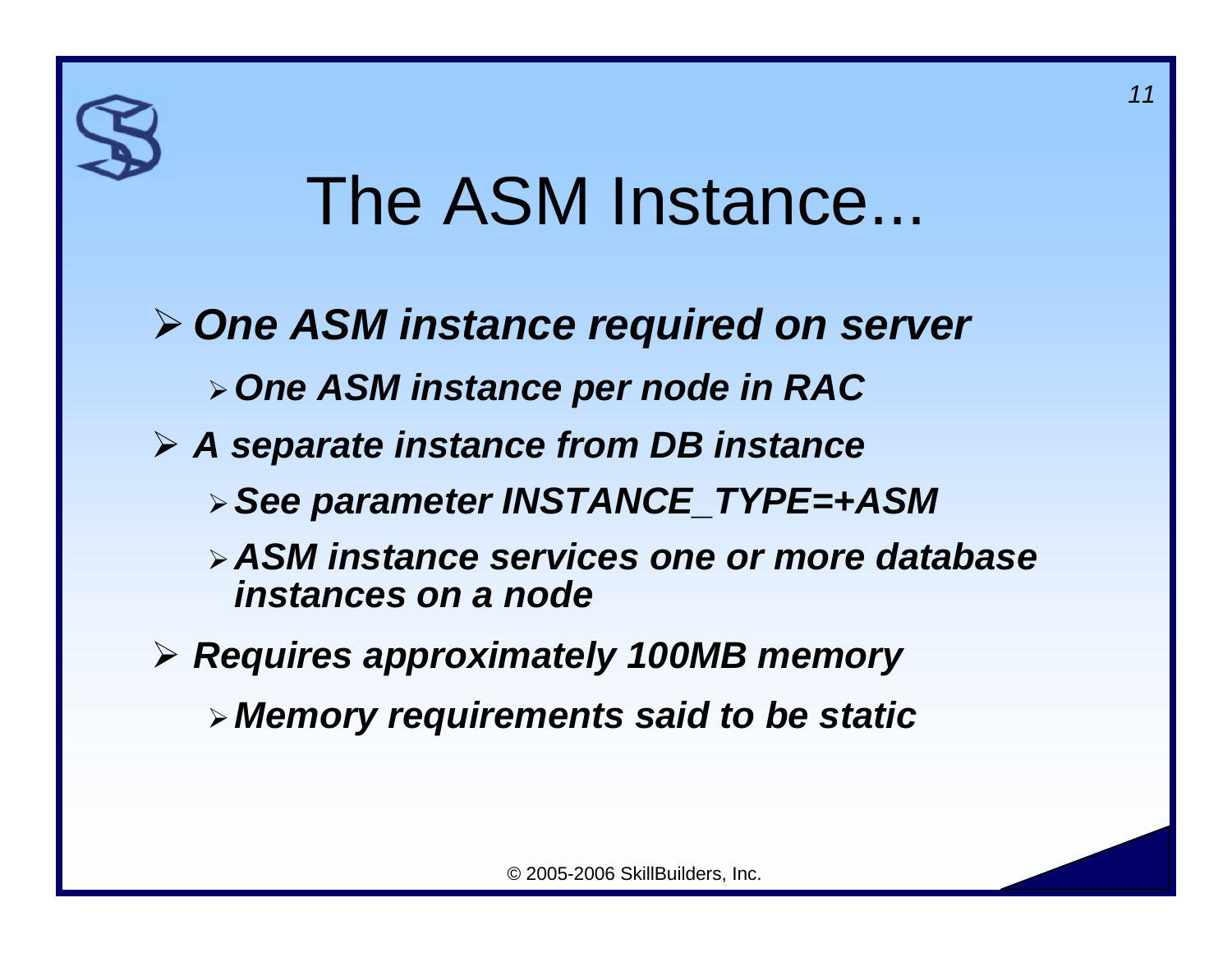# The ASM Instance...

- ***One ASM instance required on server***
  - ***One ASM instance per node in RAC***
- ***A separate instance from DB instance***
  - ***See parameter INSTANCE_TYPE=+ASM***
  - ***ASM instance services one or more database instances on a node***
- ***Requires approximately 100MB memory***
  - ***Memory requirements said to be static***

© 2005-2006 SkillBuilders, Inc.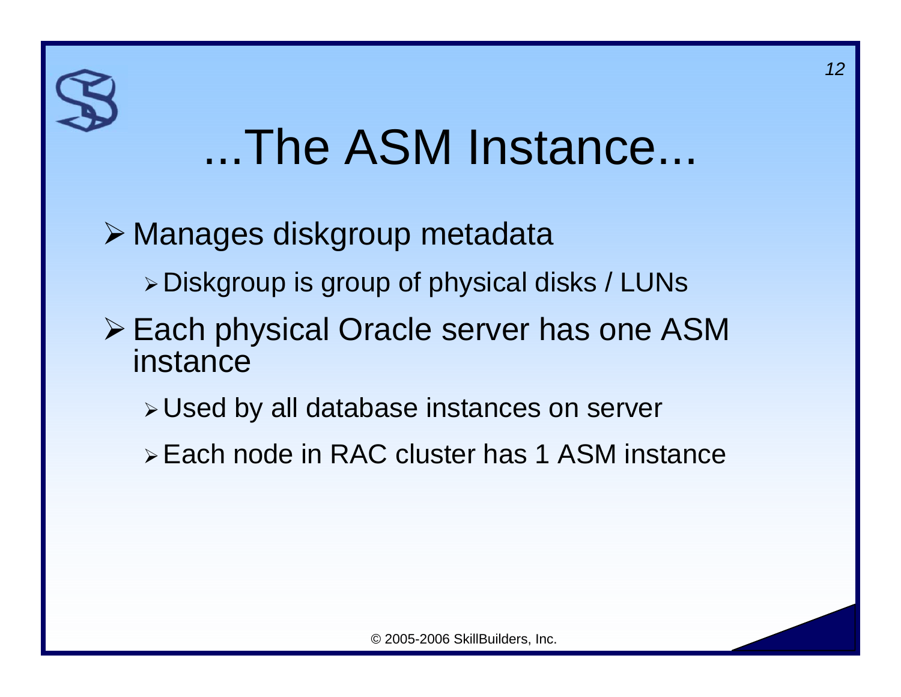# ...The ASM Instance...

- Manages diskgroup metadata
  - Diskgroup is group of physical disks / LUNs
- Each physical Oracle server has one ASM instance
  - Used by all database instances on server
  - Each node in RAC cluster has 1 ASM instance

© 2005-2006 SkillBuilders, Inc.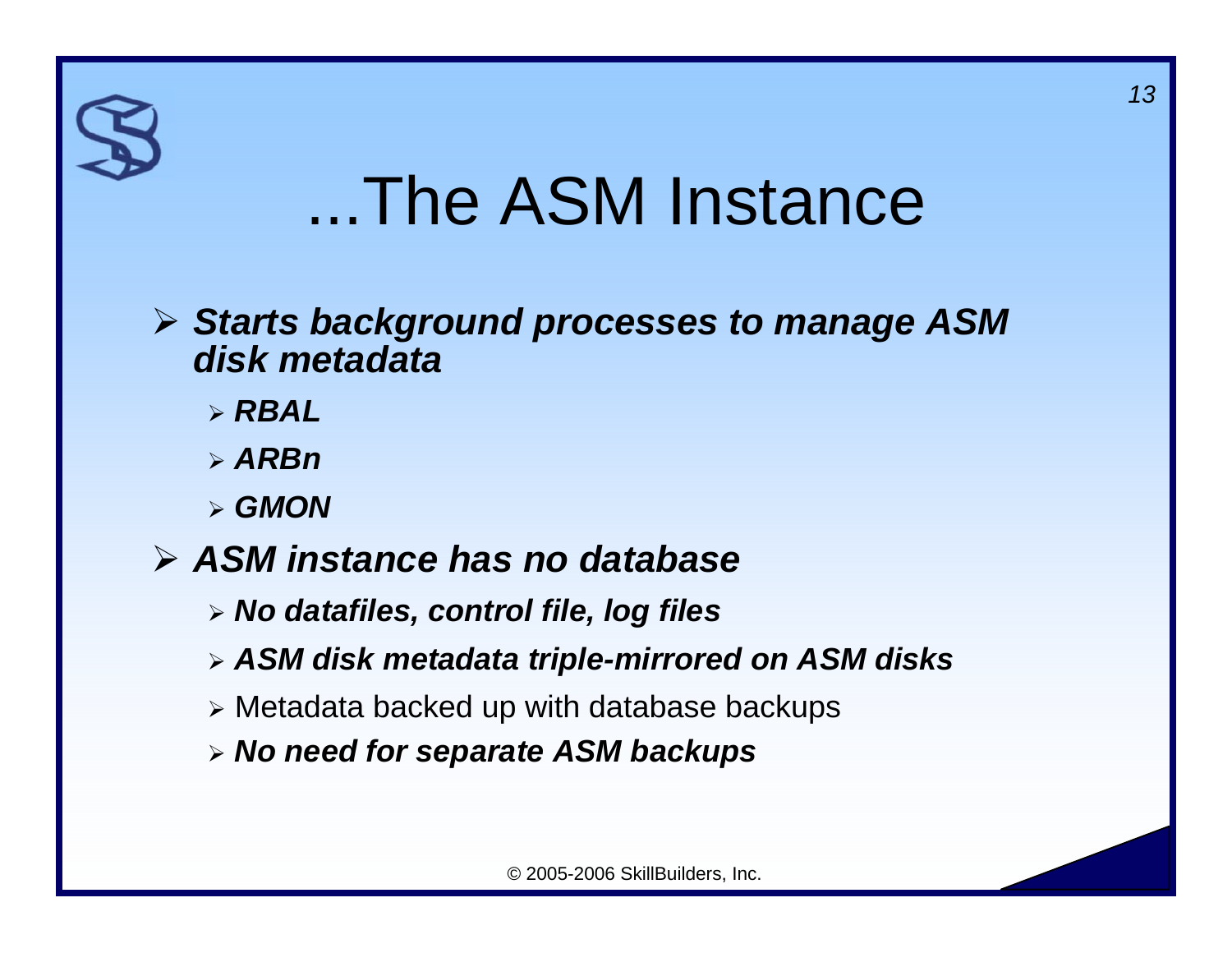# ...The ASM Instance

- ***Starts background processes to manage ASM disk metadata***
  - ***RBAL***
  - ***ARBn***
  - ***GMON***
- ***ASM instance has no database***
  - ***No datafiles, control file, log files***
  - ***ASM disk metadata triple-mirrored on ASM disks***
  - Metadata backed up with database backups
  - ***No need for separate ASM backups***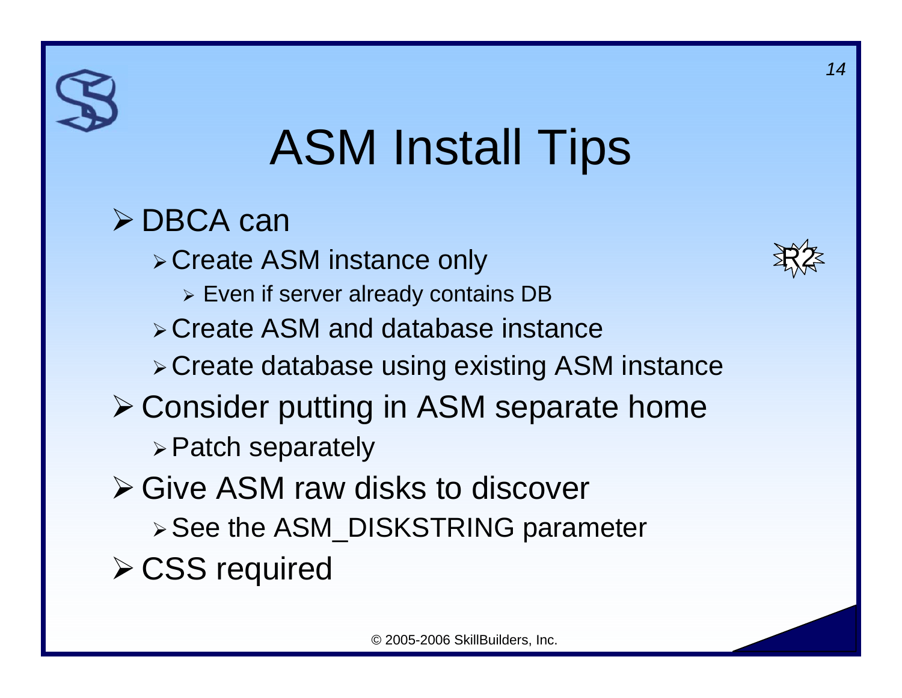# ASM Install Tips

- DBCA can
  - Create ASM instance only
    - Even if server already contains DB
  - Create ASM and database instance
  - Create database using existing ASM instance
- Consider putting in ASM separate home
  - Patch separately
- Give ASM raw disks to discover
  - See the ASM_DISKSTRING parameter
- CSS required

R2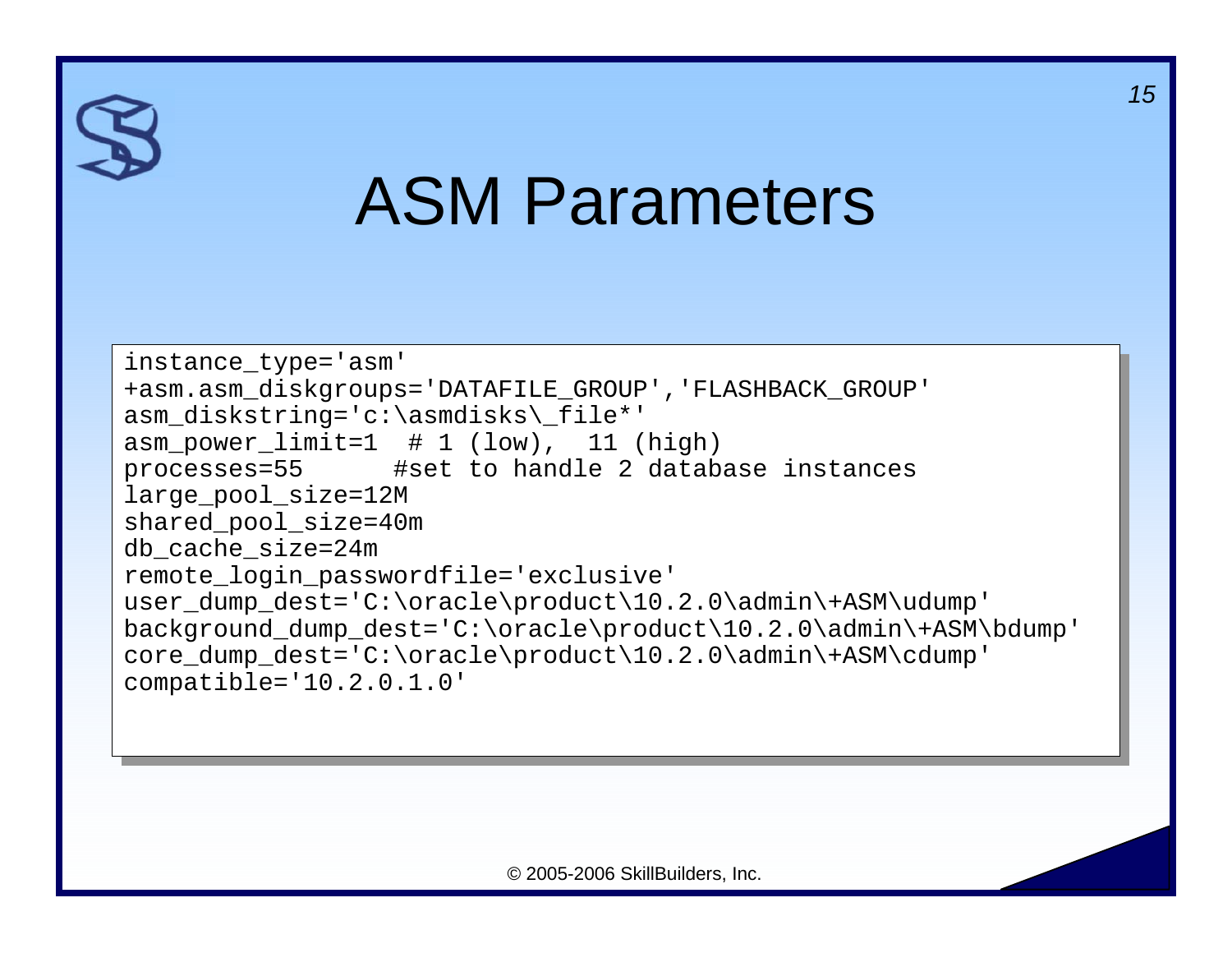# ASM Parameters

```
instance_type='asm'
+asm.asm_diskgroups='DATAFILE_GROUP','FLASHBACK_GROUP'
asm_diskstring='c:\asmdisks\_file*'
asm_power_limit=1  # 1 (low),  11 (high)
processes=55      #set to handle 2 database instances
large_pool_size=12M
shared_pool_size=40m
db_cache_size=24m
remote_login_passwordfile='exclusive'
user_dump_dest='C:\oracle\product\10.2.0\admin\+ASM\udump'
background_dump_dest='C:\oracle\product\10.2.0\admin\+ASM\bdump'
core_dump_dest='C:\oracle\product\10.2.0\admin\+ASM\cdump'
compatible='10.2.0.1.0'
```

© 2005-2006 SkillBuilders, Inc.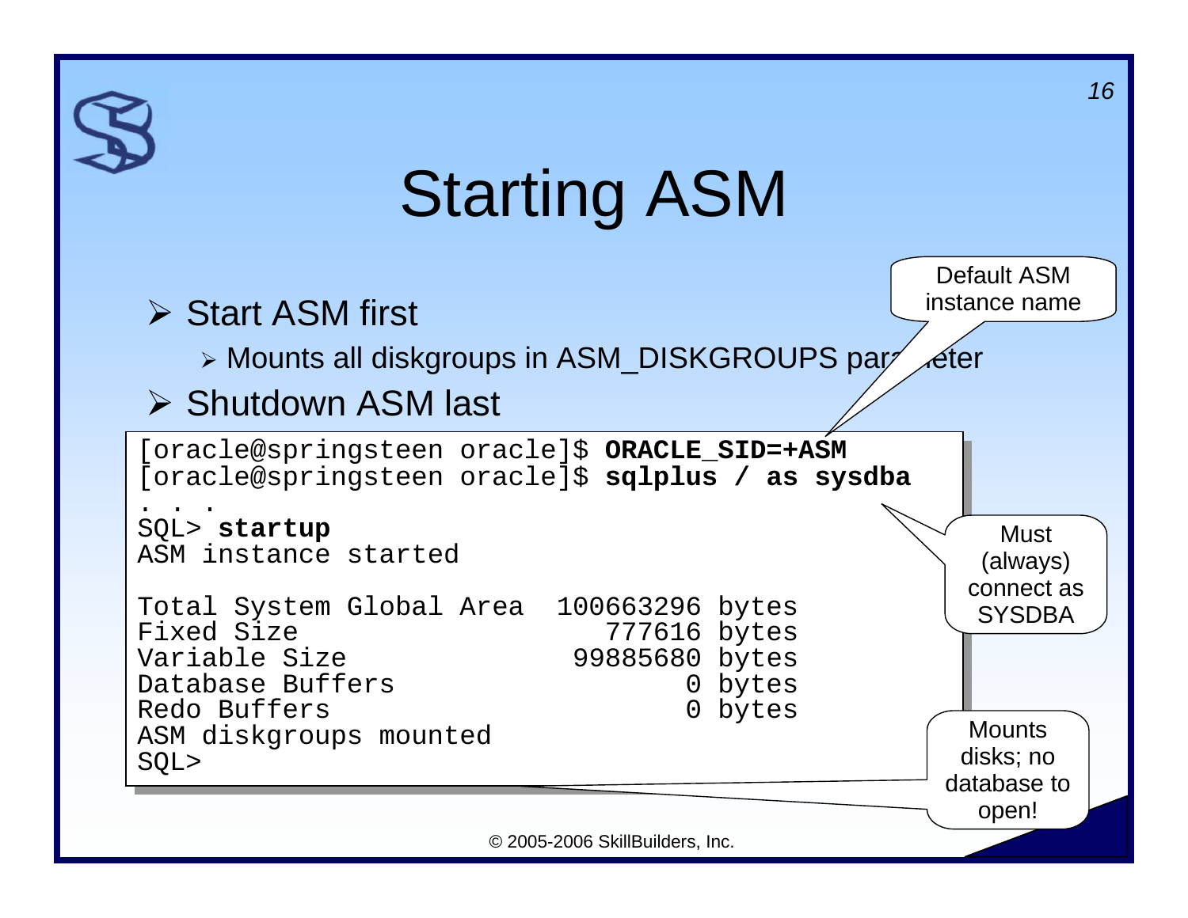# Starting ASM

- Start ASM first
  - Mounts all diskgroups in ASM_DISKGROUPS parameter
- Shutdown ASM last

```
[oracle@springsteen oracle]$ ORACLE_SID=+ASM
[oracle@springsteen oracle]$ sqlplus / as sysdba
. . .
SQL> startup
ASM instance started

Total System Global Area  100663296 bytes
Fixed Size                   777616 bytes
Variable Size              99885680 bytes
Database Buffers                  0 bytes
Redo Buffers                      0 bytes
ASM diskgroups mounted
SQL>
```

Default ASM instance name

Must (always) connect as SYSDBA

Mounts disks; no database to open!

© 2005-2006 SkillBuilders, Inc.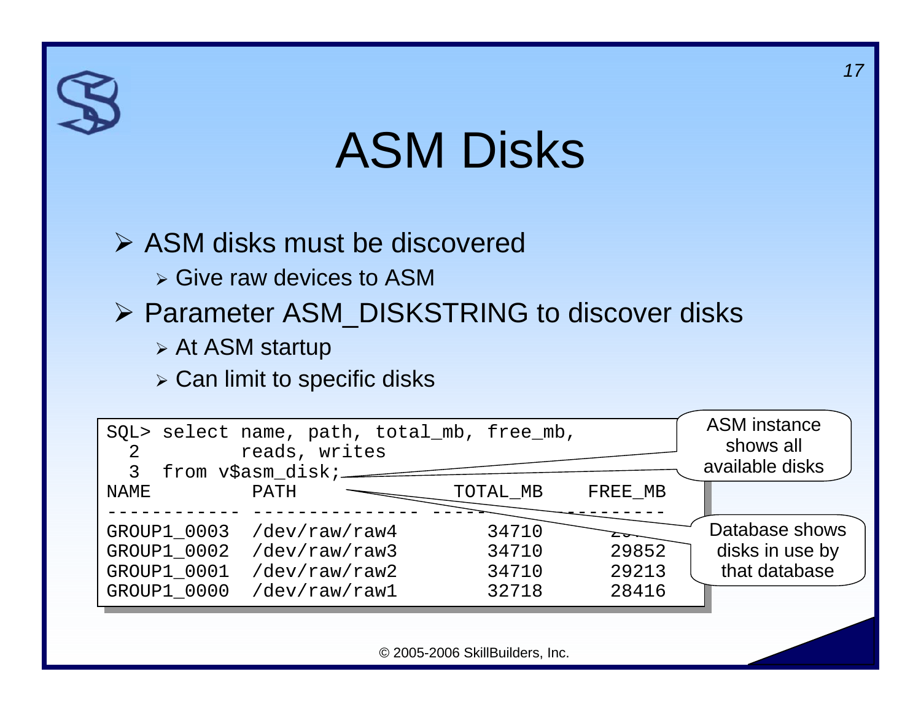# ASM Disks

- ASM disks must be discovered
  - Give raw devices to ASM
- Parameter ASM_DISKSTRING to discover disks
  - At ASM startup
  - Can limit to specific disks

```
SQL> select name, path, total_mb, free_mb,
  2         reads, writes
  3  from v$asm_disk;
NAME         PATH              TOTAL_MB    FREE_MB
------------ -------------- ---------- ----------
GROUP1_0003  /dev/raw/raw4        34710      
GROUP1_0002  /dev/raw/raw3        34710      29852
GROUP1_0001  /dev/raw/raw2        34710      29213
GROUP1_0000  /dev/raw/raw1        32718      28416
```

ASM instance shows all available disks

Database shows disks in use by that database

© 2005-2006 SkillBuilders, Inc.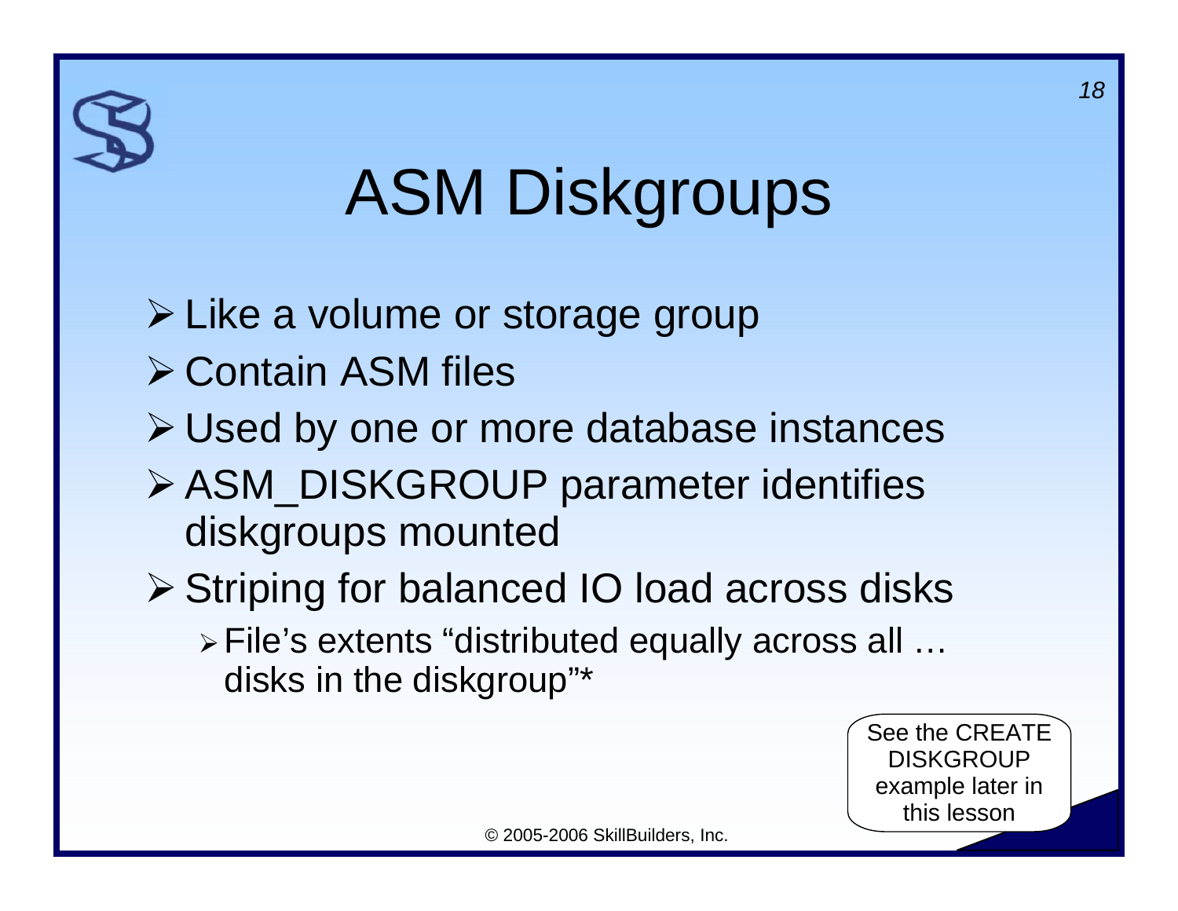# ASM Diskgroups

- Like a volume or storage group
- Contain ASM files
- Used by one or more database instances
- ASM_DISKGROUP parameter identifies diskgroups mounted
- Striping for balanced IO load across disks
  - File's extents "distributed equally across all … disks in the diskgroup"*

See the CREATE DISKGROUP example later in this lesson

© 2005-2006 SkillBuilders, Inc.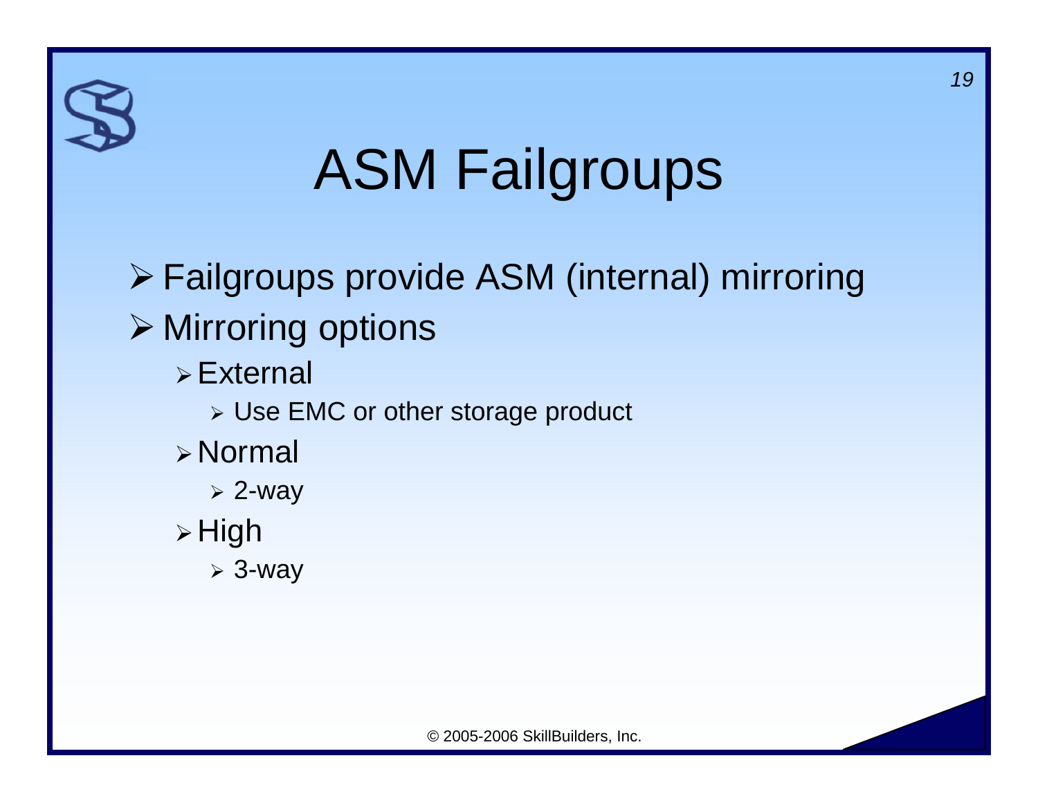# ASM Failgroups

- Failgroups provide ASM (internal) mirroring
- Mirroring options
  - External
    - Use EMC or other storage product
  - Normal
    - 2-way
  - High
    - 3-way

© 2005-2006 SkillBuilders, Inc.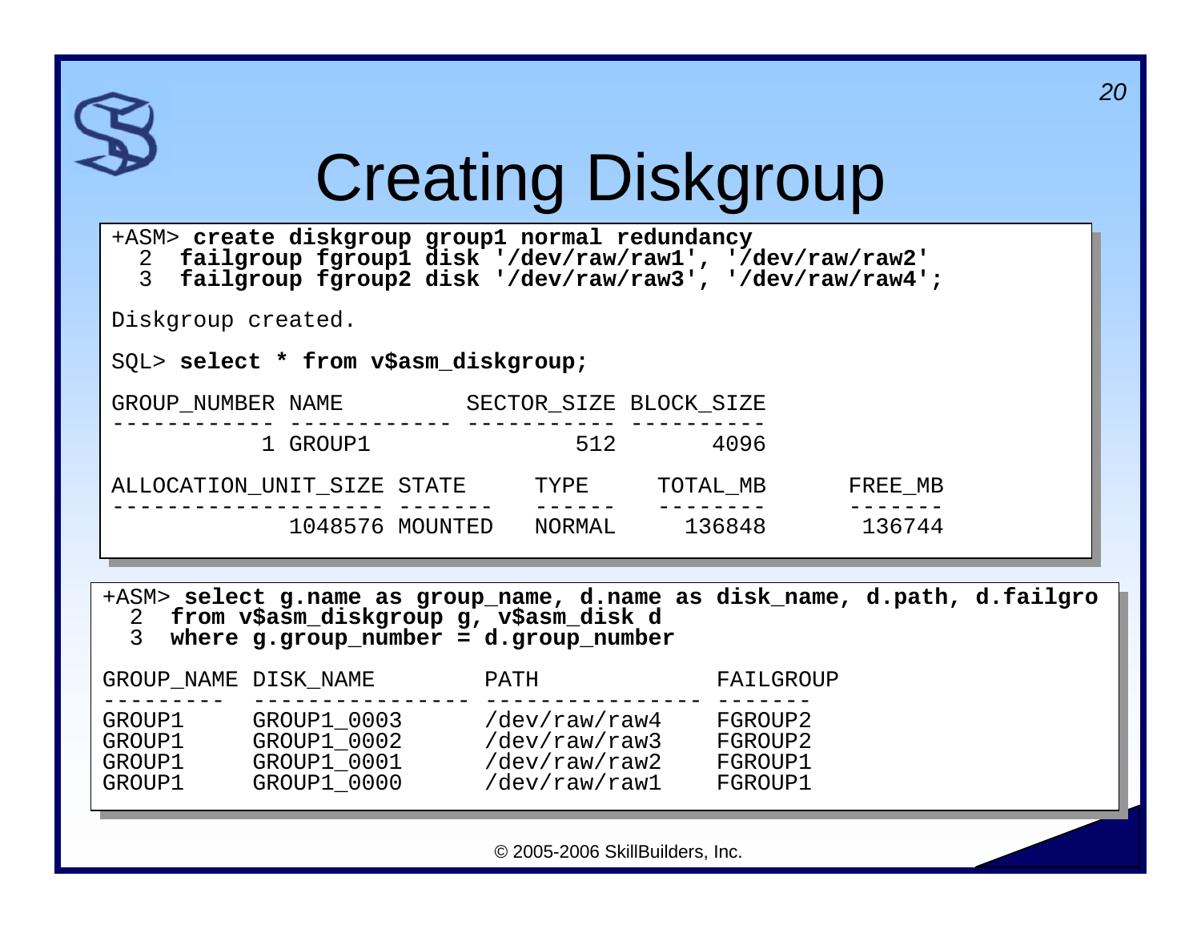# Creating Diskgroup

```
+ASM> create diskgroup group1 normal redundancy
  2  failgroup fgroup1 disk '/dev/raw/raw1', '/dev/raw/raw2'
  3  failgroup fgroup2 disk '/dev/raw/raw3', '/dev/raw/raw4';

Diskgroup created.

SQL> select * from v$asm_diskgroup;

GROUP_NUMBER NAME         SECTOR_SIZE BLOCK_SIZE
------------ ------------ ----------- ----------
           1 GROUP1               512       4096

ALLOCATION_UNIT_SIZE STATE      TYPE     TOTAL_MB      FREE_MB
-------------------- -------    ------   --------      -------
             1048576 MOUNTED    NORMAL     136848       136744
```

```
+ASM> select g.name as group_name, d.name as disk_name, d.path, d.failgro
  2  from v$asm_diskgroup g, v$asm_disk d
  3  where g.group_number = d.group_number

GROUP_NAME DISK_NAME        PATH             FAILGROUP
---------  ---------------- ---------------- -------
GROUP1     GROUP1_0003      /dev/raw/raw4    FGROUP2
GROUP1     GROUP1_0002      /dev/raw/raw3    FGROUP2
GROUP1     GROUP1_0001      /dev/raw/raw2    FGROUP1
GROUP1     GROUP1_0000      /dev/raw/raw1    FGROUP1
```

© 2005-2006 SkillBuilders, Inc.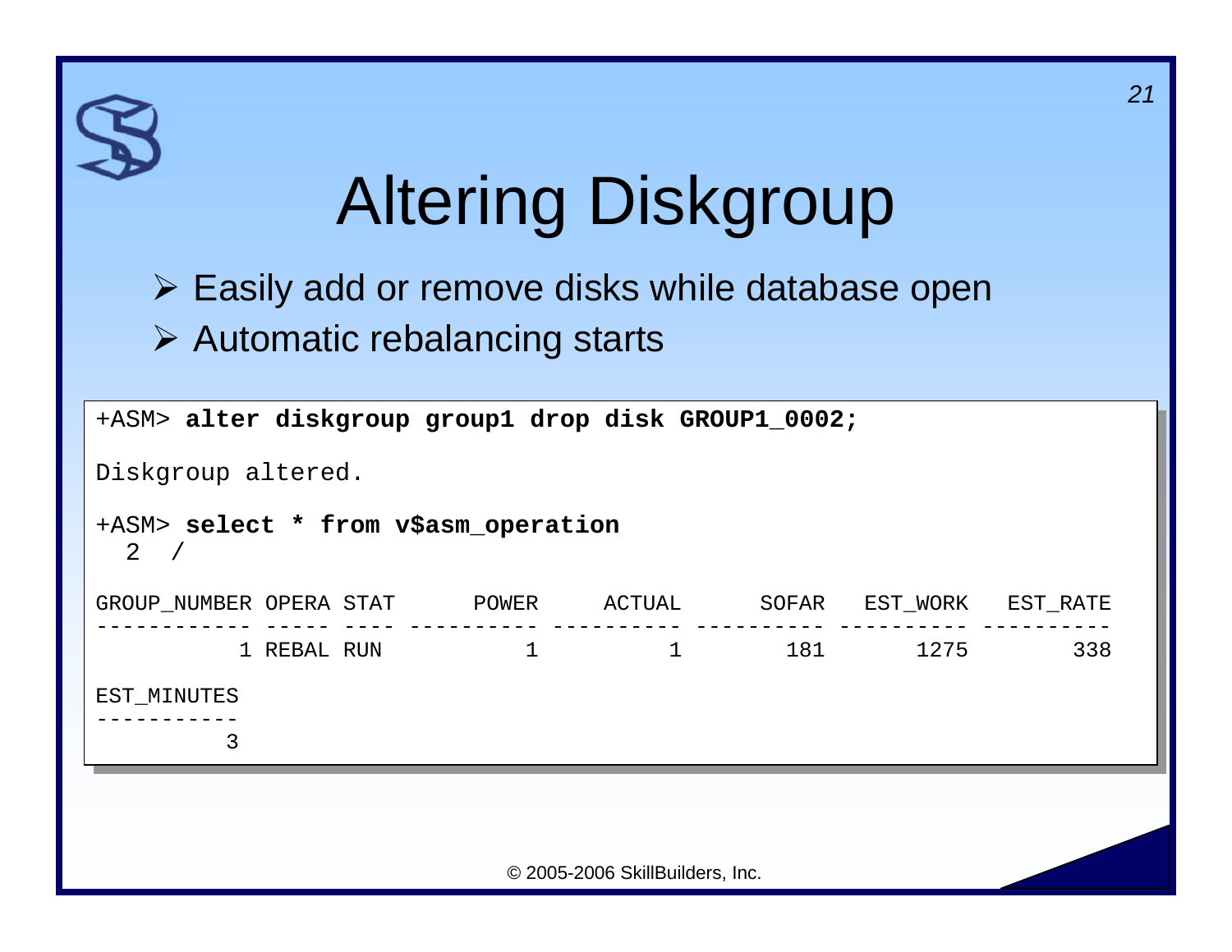# Altering Diskgroup

- Easily add or remove disks while database open
- Automatic rebalancing starts

```
+ASM> alter diskgroup group1 drop disk GROUP1_0002;

Diskgroup altered.

+ASM> select * from v$asm_operation
  2  /

GROUP_NUMBER OPERA STAT      POWER     ACTUAL      SOFAR   EST_WORK   EST_RATE
------------ ----- ---- ---------- ---------- ---------- ---------- ----------
           1 REBAL RUN           1          1        181       1275        338

EST_MINUTES
-----------
          3
```

© 2005-2006 SkillBuilders, Inc.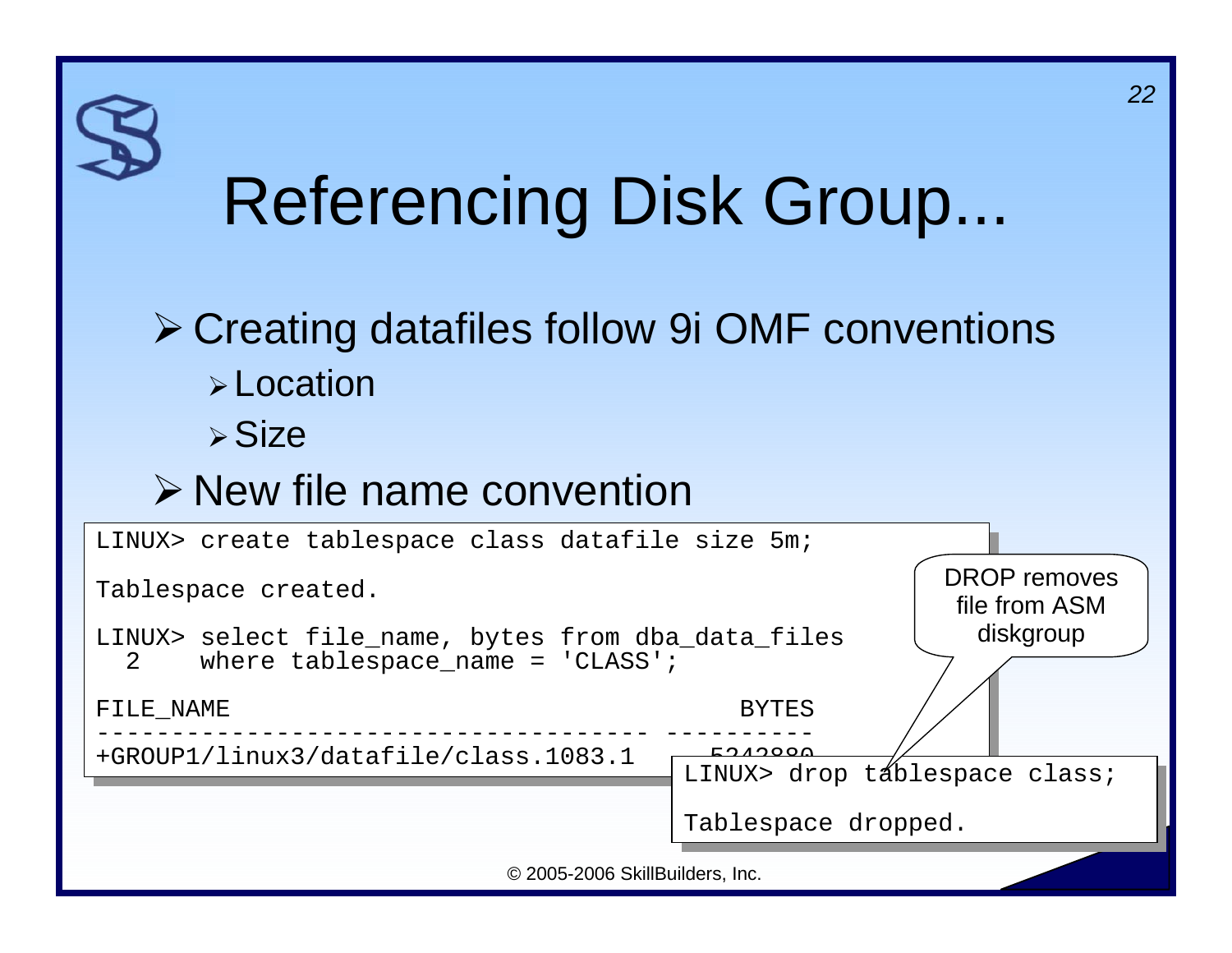# Referencing Disk Group...

- Creating datafiles follow 9i OMF conventions
  - Location
  - Size
- New file name convention

```
LINUX> create tablespace class datafile size 5m;

Tablespace created.

LINUX> select file_name, bytes from dba_data_files
  2    where tablespace_name = 'CLASS';

FILE_NAME                                     BYTES
---------------------------------------- ----------
+GROUP1/linux3/datafile/class.1083.1        5242880
```

```
LINUX> drop tablespace class;

Tablespace dropped.
```

DROP removes file from ASM diskgroup

© 2005-2006 SkillBuilders, Inc.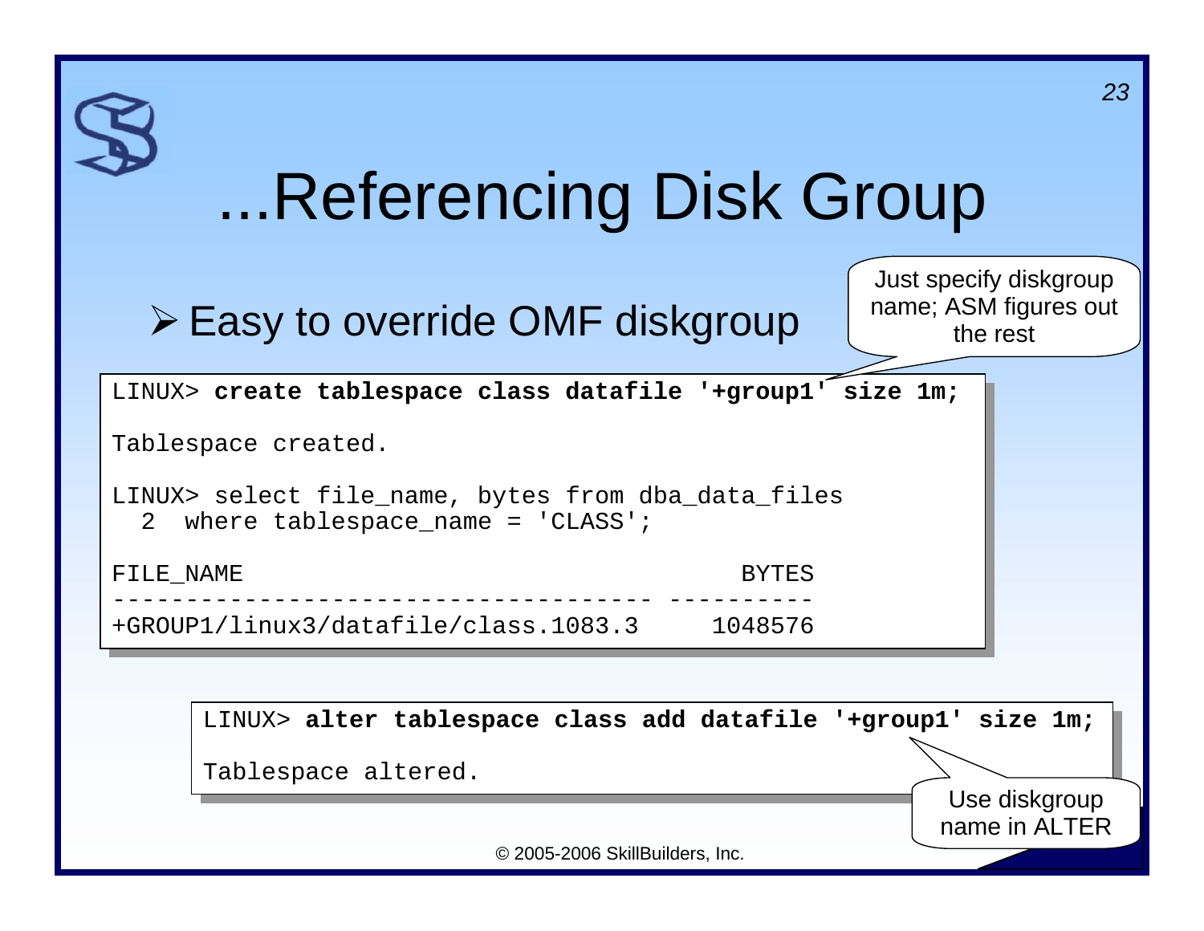# ...Referencing Disk Group

- Easy to override OMF diskgroup

Just specify diskgroup name; ASM figures out the rest

```
LINUX> create tablespace class datafile '+group1' size 1m;

Tablespace created.

LINUX> select file_name, bytes from dba_data_files
  2  where tablespace_name = 'CLASS';

FILE_NAME                                     BYTES
------------------------------------- ----------
+GROUP1/linux3/datafile/class.1083.3     1048576
```

```
LINUX> alter tablespace class add datafile '+group1' size 1m;

Tablespace altered.
```

Use diskgroup name in ALTER

© 2005-2006 SkillBuilders, Inc.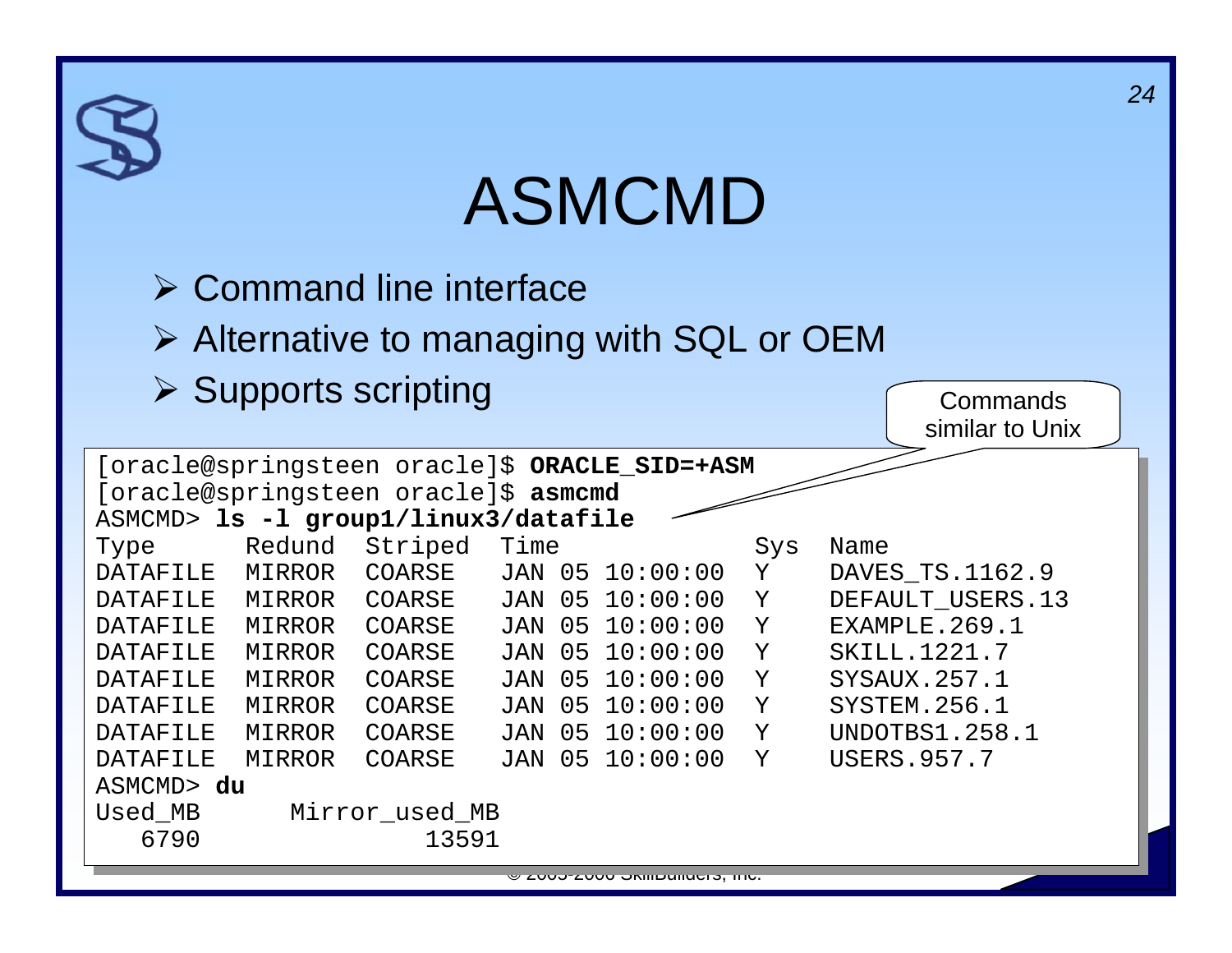# ASMCMD

- Command line interface
- Alternative to managing with SQL or OEM
- Supports scripting

Commands similar to Unix

```
[oracle@springsteen oracle]$ ORACLE_SID=+ASM
[oracle@springsteen oracle]$ asmcmd
ASMCMD> ls -l group1/linux3/datafile
Type      Redund  Striped  Time             Sys  Name
DATAFILE  MIRROR  COARSE   JAN 05 10:00:00  Y    DAVES_TS.1162.9
DATAFILE  MIRROR  COARSE   JAN 05 10:00:00  Y    DEFAULT_USERS.13
DATAFILE  MIRROR  COARSE   JAN 05 10:00:00  Y    EXAMPLE.269.1
DATAFILE  MIRROR  COARSE   JAN 05 10:00:00  Y    SKILL.1221.7
DATAFILE  MIRROR  COARSE   JAN 05 10:00:00  Y    SYSAUX.257.1
DATAFILE  MIRROR  COARSE   JAN 05 10:00:00  Y    SYSTEM.256.1
DATAFILE  MIRROR  COARSE   JAN 05 10:00:00  Y    UNDOTBS1.258.1
DATAFILE  MIRROR  COARSE   JAN 05 10:00:00  Y    USERS.957.7
ASMCMD> du
Used_MB      Mirror_used_MB
   6790               13591
```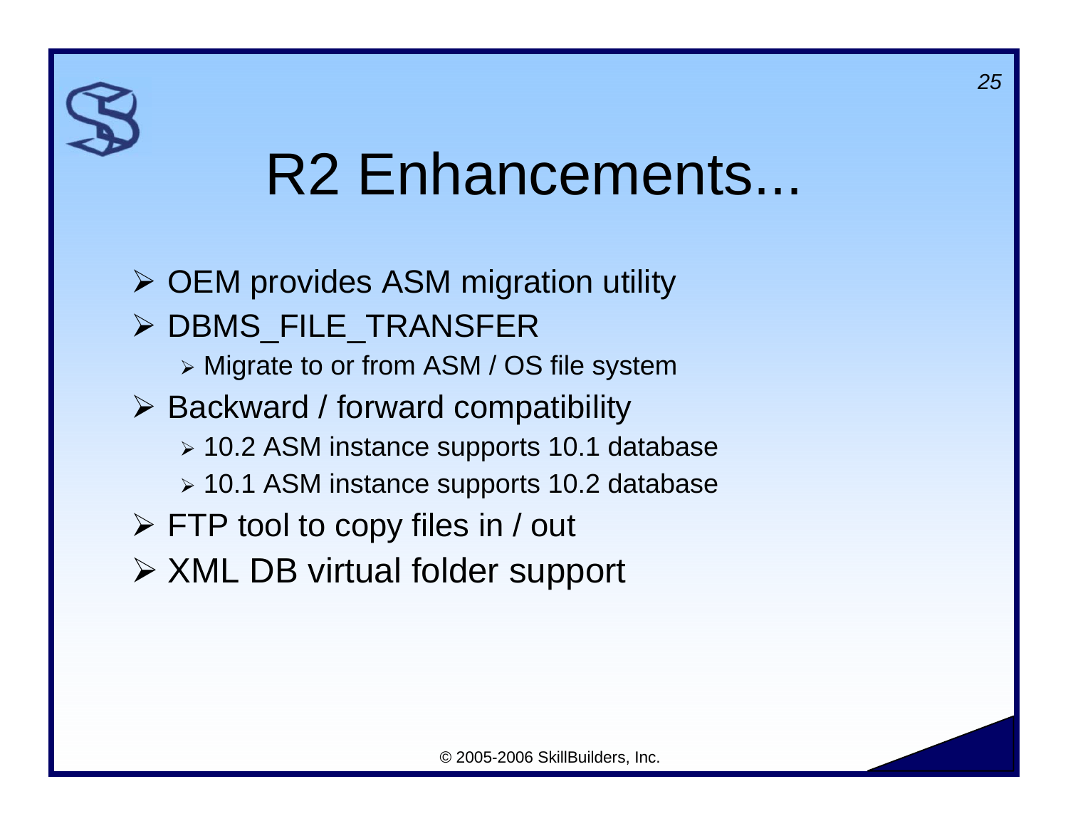# R2 Enhancements...

- OEM provides ASM migration utility
- DBMS_FILE_TRANSFER
  - Migrate to or from ASM / OS file system
- Backward / forward compatibility
  - 10.2 ASM instance supports 10.1 database
  - 10.1 ASM instance supports 10.2 database
- FTP tool to copy files in / out
- XML DB virtual folder support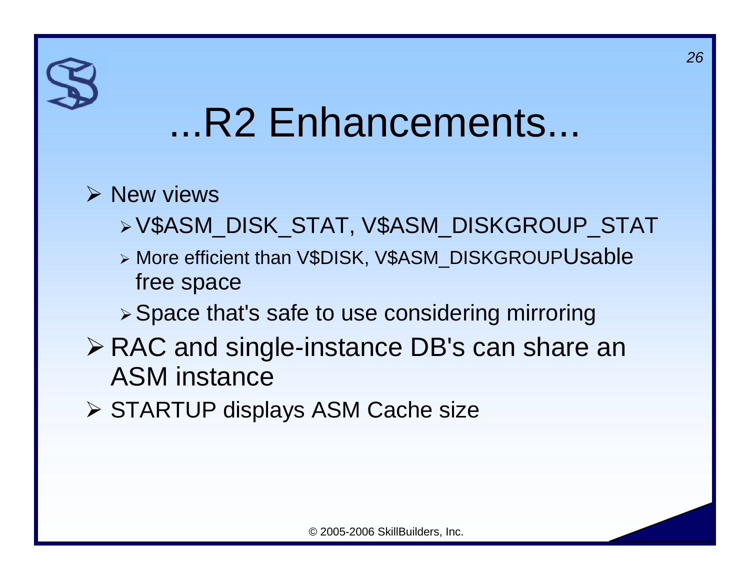# ...R2 Enhancements...

- New views
  - V$ASM_DISK_STAT, V$ASM_DISKGROUP_STAT
  - More efficient than V$DISK, V$ASM_DISKGROUPUsable free space
  - Space that's safe to use considering mirroring
- RAC and single-instance DB's can share an ASM instance
- STARTUP displays ASM Cache size

© 2005-2006 SkillBuilders, Inc.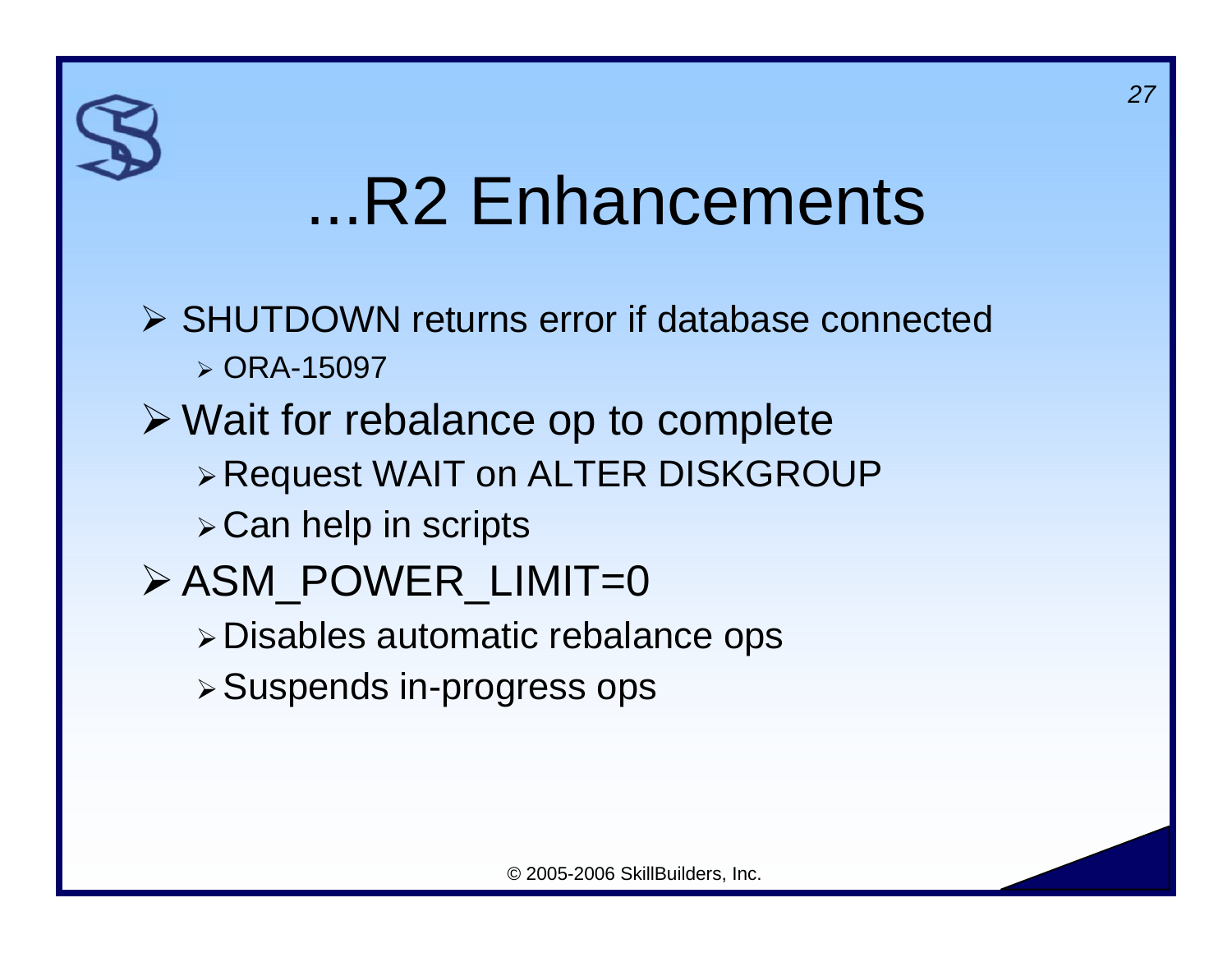# ...R2 Enhancements

- SHUTDOWN returns error if database connected
  - ORA-15097
- Wait for rebalance op to complete
  - Request WAIT on ALTER DISKGROUP
  - Can help in scripts
- ASM_POWER_LIMIT=0
  - Disables automatic rebalance ops
  - Suspends in-progress ops

© 2005-2006 SkillBuilders, Inc.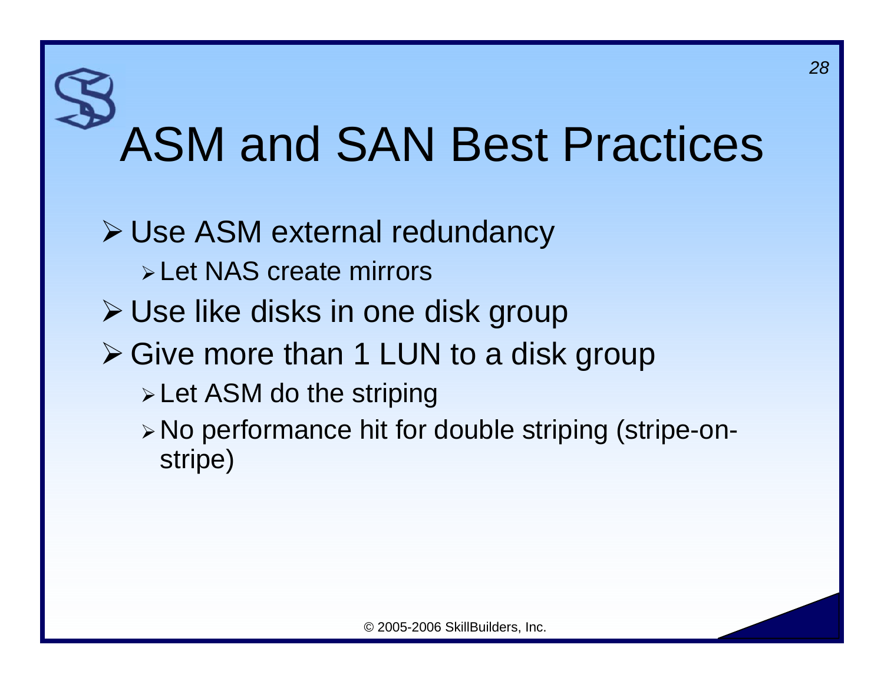# ASM and SAN Best Practices

- Use ASM external redundancy
  - Let NAS create mirrors
- Use like disks in one disk group
- Give more than 1 LUN to a disk group
  - Let ASM do the striping
  - No performance hit for double striping (stripe-on-stripe)

© 2005-2006 SkillBuilders, Inc.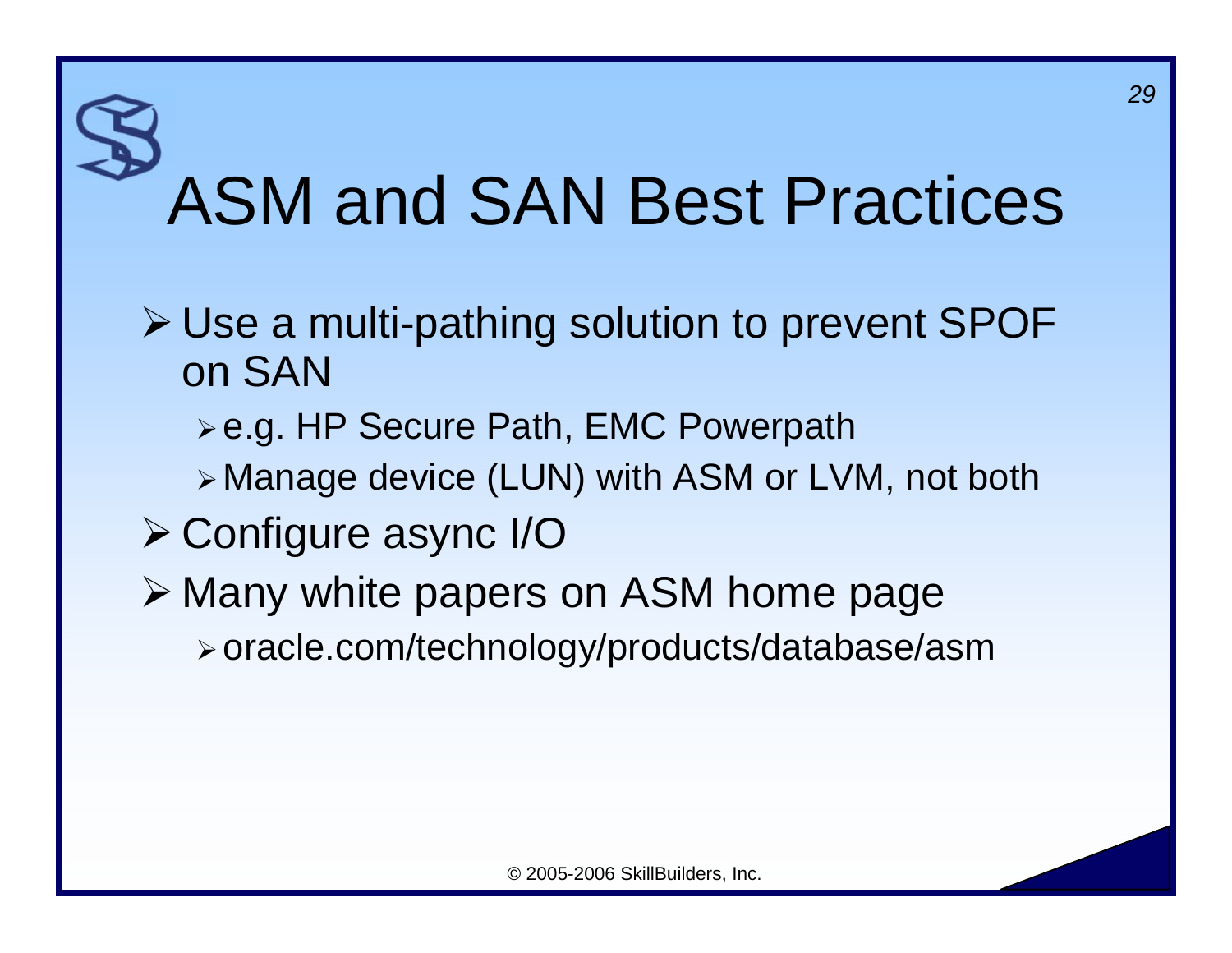# ASM and SAN Best Practices

- Use a multi-pathing solution to prevent SPOF on SAN
  - e.g. HP Secure Path, EMC Powerpath
  - Manage device (LUN) with ASM or LVM, not both
- Configure async I/O
- Many white papers on ASM home page
  - oracle.com/technology/products/database/asm

© 2005-2006 SkillBuilders, Inc.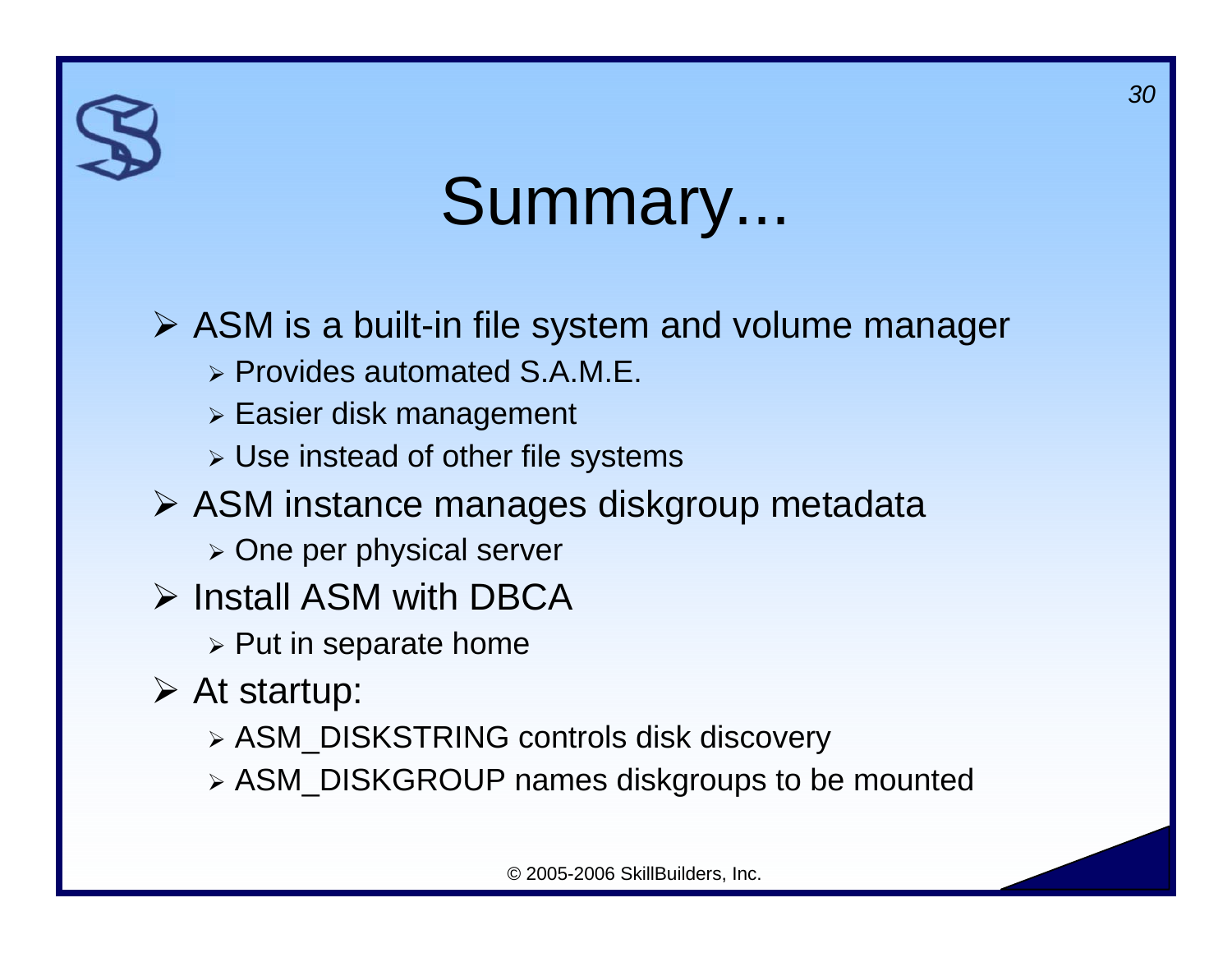# Summary...

- ASM is a built-in file system and volume manager
  - Provides automated S.A.M.E.
  - Easier disk management
  - Use instead of other file systems
- ASM instance manages diskgroup metadata
  - One per physical server
- Install ASM with DBCA
  - Put in separate home
- At startup:
  - ASM_DISKSTRING controls disk discovery
  - ASM_DISKGROUP names diskgroups to be mounted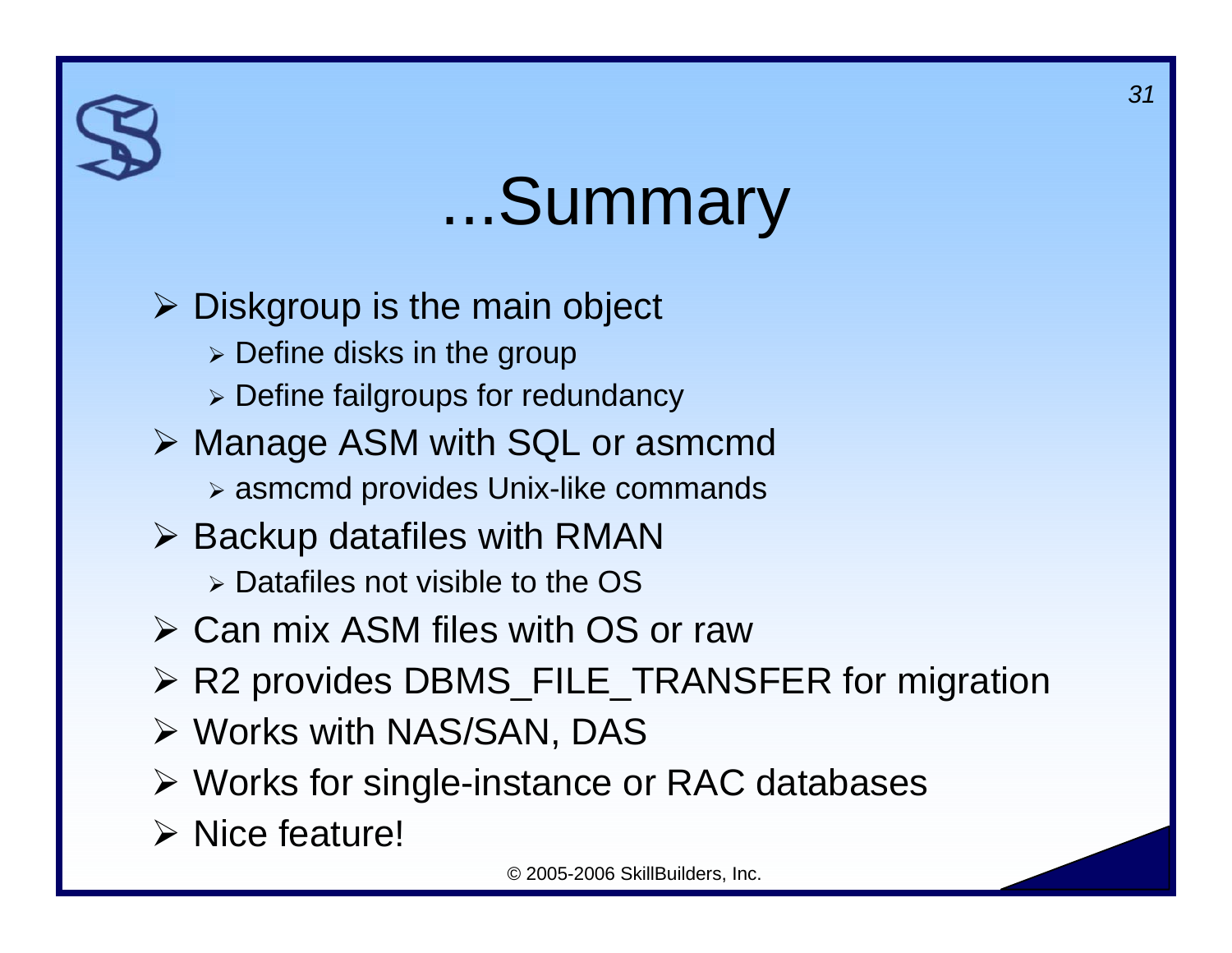# ...Summary

- Diskgroup is the main object
  - Define disks in the group
  - Define failgroups for redundancy
- Manage ASM with SQL or asmcmd
  - asmcmd provides Unix-like commands
- Backup datafiles with RMAN
  - Datafiles not visible to the OS
- Can mix ASM files with OS or raw
- R2 provides DBMS_FILE_TRANSFER for migration
- Works with NAS/SAN, DAS
- Works for single-instance or RAC databases
- Nice feature!

© 2005-2006 SkillBuilders, Inc.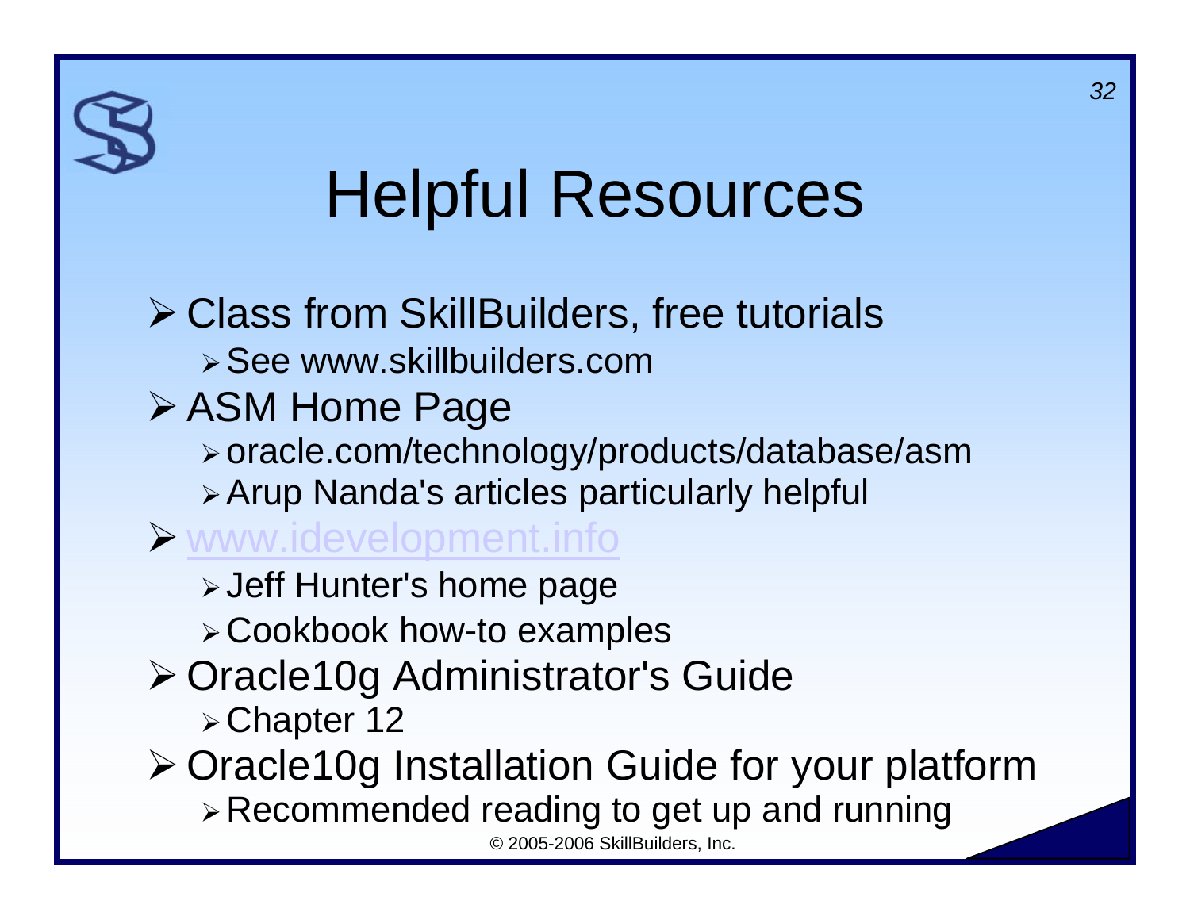# Helpful Resources

- Class from SkillBuilders, free tutorials
  - See www.skillbuilders.com
- ASM Home Page
  - oracle.com/technology/products/database/asm
  - Arup Nanda's articles particularly helpful
- www.idevelopment.info
  - Jeff Hunter's home page
  - Cookbook how-to examples
- Oracle10g Administrator's Guide
  - Chapter 12
- Oracle10g Installation Guide for your platform
  - Recommended reading to get up and running

© 2005-2006 SkillBuilders, Inc.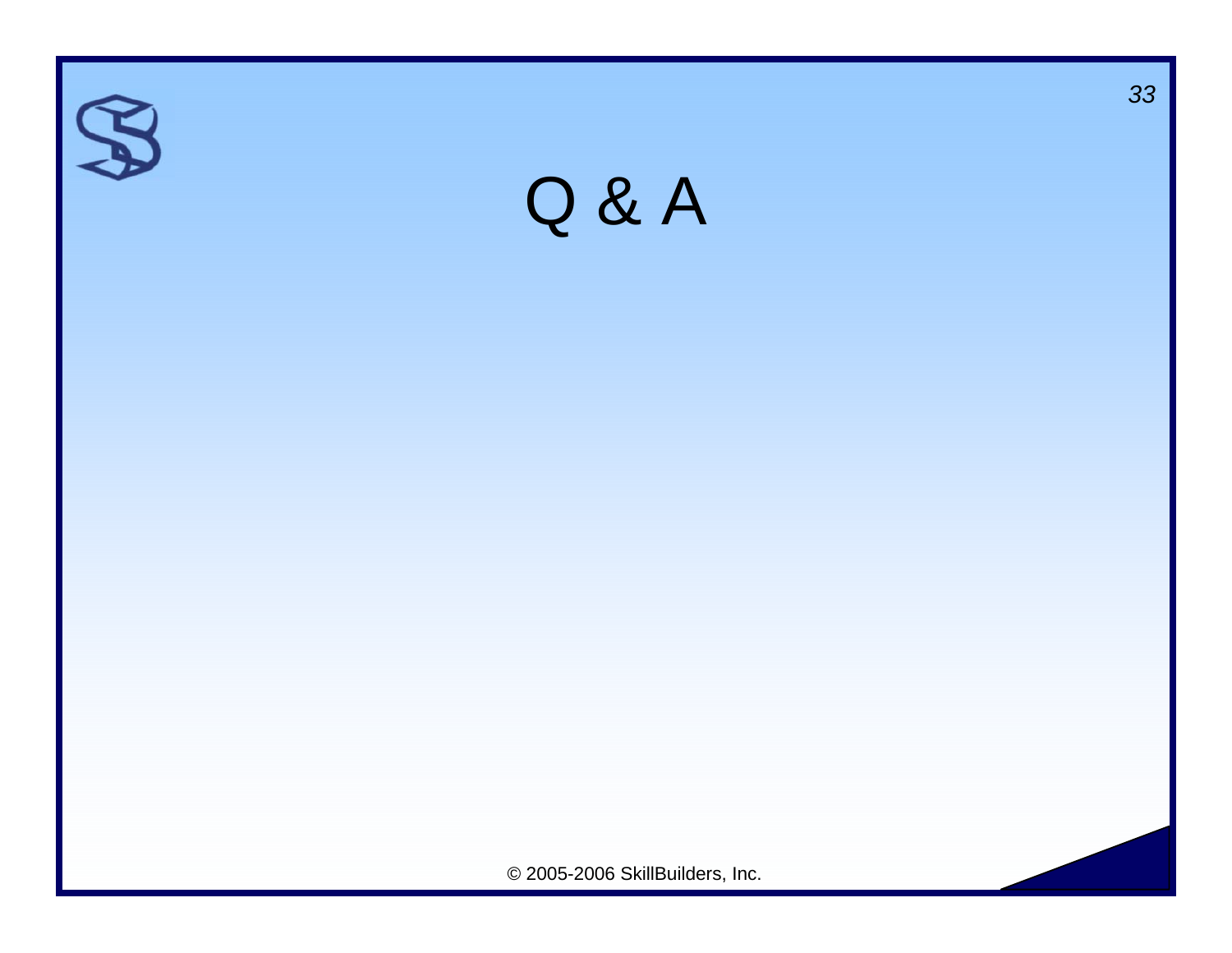# Q & A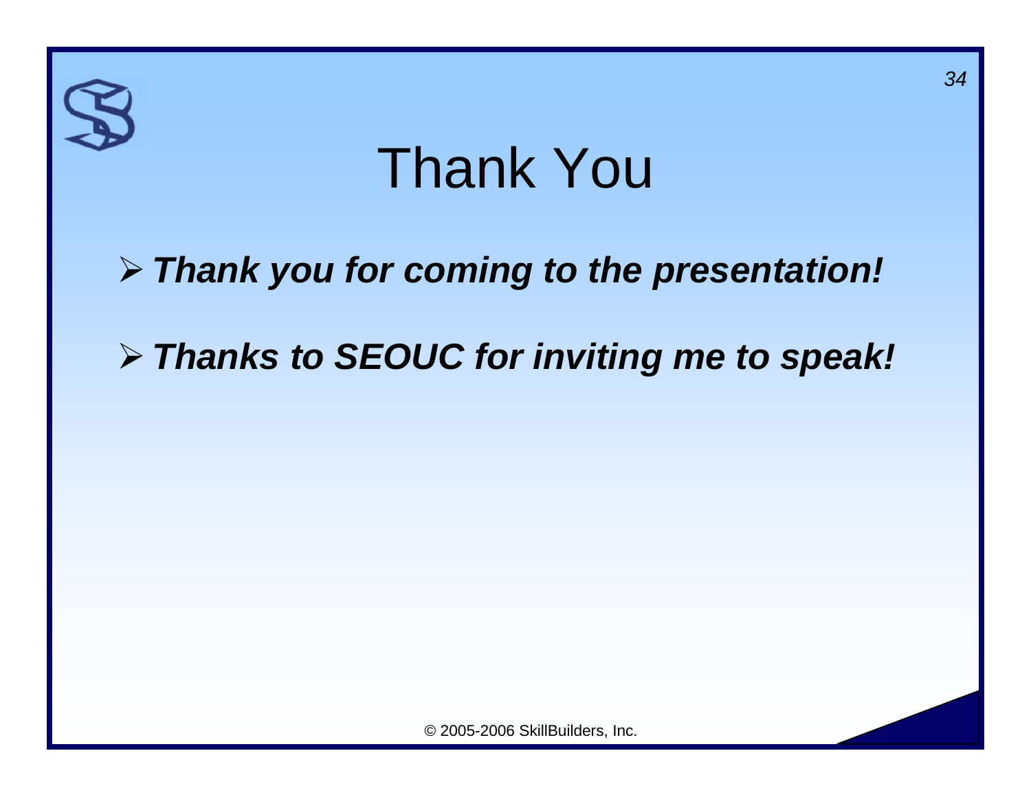# Thank You

- ***Thank you for coming to the presentation!***
- ***Thanks to SEOUC for inviting me to speak!***

© 2005-2006 SkillBuilders, Inc.